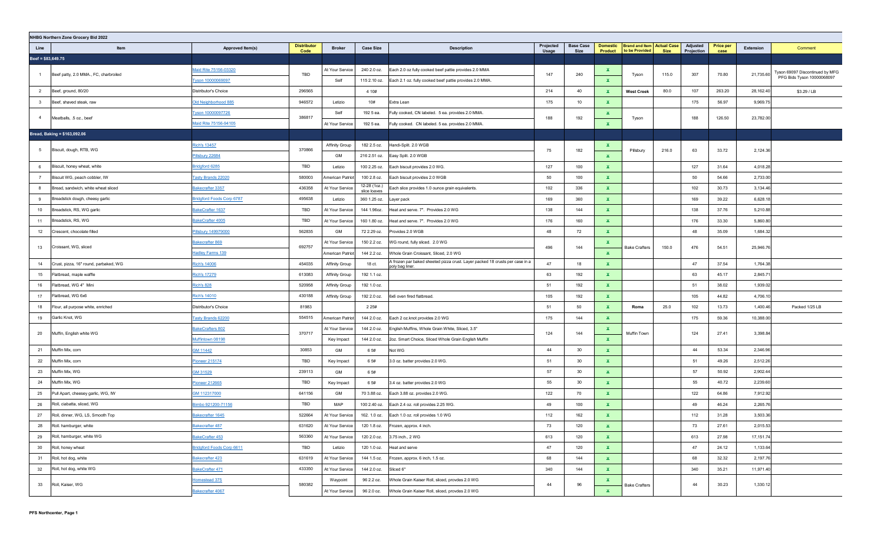## NHBG Northern Zone Grocery Bid 2022

| Line | Item | Approved Item(s) | Distributor Code | Broker | Case Size | Description | Projected Usage | Base Case Size | Domestic Product | Brand and Item to be Provided | Actual Case Size | Adjusted Projection | Price per case | Extension | Comment |
|---|---|---|---|---|---|---|---|---|---|---|---|---|---|---|---|
| **Beef = $83,649.75** | | | | | | | | | | | | | | | |
| 1 | Beef patty, 2.0 MMA., FC, charbroiled | Maid Rite 75156-03320 | TBD | At Your Service | 240 2.0 oz. | Each 2.0 oz fully cooked beef pattie provides 2.0 MMA | 147 | 240 | X | Tyson | 115.0 | 307 | 70.80 | 21,735.60 | Tyson 69097 Discontinued by MFG PFG Bids Tyson 10000068097 |
| | | Tyson 10000069097 | | Self | 115 2.10 oz. | Each 2.1 oz. fully cooked beef pattie provides 2.0 MMA. | | | X | | | | | | |
| 2 | Beef, ground, 80/20 | Distributor's Choice | 296565 | | 4 10# | | 214 | 40 | X | **West Creek** | 80.0 | 107 | 263.20 | 28,162.40 | $3.29 / LB |
| 3 | Beef, shaved steak, raw | Old Neighborhood 885 | 946572 | Letizio | 10# | Extra Lean | 175 | 10 | X | | | 175 | 56.97 | 9,969.75 | |
| 4 | Meatballs, .5 oz., beef | Tyson 10000097726 | 386817 | Self | 192 5 ea. | Fully cooked, CN labeled. 5 ea. provides 2.0 MMA. | 188 | 192 | X | Tyson | | 188 | 126.50 | 23,782.00 | |
| | | Maid Rite 75156-94105 | | At Your Service | 192 5 ea. | Fully cooked. CN labeled. 5 ea. provides 2.0 MMA. | | | X | | | | | | |
| **Bread, Baking = $163,092.06** | | | | | | | | | | | | | | | |
| 5 | Biscuit, dough, RTB, WG | Rich's 13457 | 370866 | Affinity Group | 182 2.5 oz. | Handi-Split. 2.0 WGB | 75 | 182 | X | Pillsbury | 216.0 | 63 | 33.72 | 2,124.36 | |
| | | Pillsbury 22684 | | GM | 216 2.51 oz. | Easy Split. 2.0 WGB | | | X | | | | | | |
| 6 | Biscuit, honey wheat, white | Bridgford 6285 | TBD | Letizio | 100 2.25 oz. | Each biscuit provides 2.0 WG. | 127 | 100 | X | | | 127 | 31.64 | 4,018.28 | |
| 7 | Biscuit WG, peach cobbler, IW | Tasty Brands 22020 | 580003 | American Patriot | 100 2.8 oz. | Each biscuit provides 2.0 WGB | 50 | 100 | X | | | 50 | 54.66 | 2,733.00 | |
| 8 | Bread, sandwich, white wheat sliced | Bakecrafter 3357 | 436358 | At Your Service | 12-28 (1oz.) slice loaves | Each slice provides 1.0 ounce grain equivalents. | 102 | 336 | X | | | 102 | 30.73 | 3,134.46 | |
| 9 | Breadstick dough, cheesy garlic | Bridgford Foods Corp 6787 | 495638 | Letizio | 360 1.25 oz. | Layer pack | 169 | 360 | X | | | 169 | 39.22 | 6,628.18 | |
| 10 | Breadstick, RS, WG garlic | BakeCrafter 1637 | TBD | At Your Service | 144 1.96oz. | Heat and serve. 7". Provides 2.0 WG | 138 | 144 | X | | | 138 | 37.76 | 5,210.88 | |
| 11 | Breadstick, RS, WG | BakeCrafter 4005 | TBD | At Your Service | 160 1.80 oz. | Heat and serve. 7". Provides 2.0 WG | 176 | 160 | X | | | 176 | 33.30 | 5,860.80 | |
| 12 | Crescent, chocolate filled | Pillsbury 149979000 | 562835 | GM | 72 2.29 oz. | Provides 2.0 WGB | 48 | 72 | X | | | 48 | 35.09 | 1,684.32 | |
| 13 | Croissant, WG, sliced | Bakecrafter 869 | 692757 | At Your Service | 150 2.2 oz. | WG round, fully sliced. 2.0 WG | 496 | 144 | X | Bake Crafters | 150.0 | 476 | 54.51 | 25,946.76 | |
| | | Hadley Farms 139 | | American Patriot | 144 2.2 oz. | Whole Grain Croissant, Sliced, 2.0 WG | | | X | | | | | | |
| 14 | Crust, pizza, 16" round, parbaked, WG | Rich's 14006 | 454035 | Affinity Group | 18 ct. | A frozen par baked sheeted pizza crust. Layer packed 18 crusts per case in a poly bag liner. | 47 | 18 | X | | | 47 | 37.54 | 1,764.38 | |
| 15 | Flatbread, maple waffle | Rich's 17279 | 613083 | Affinity Group | 192 1.1 oz. | | 63 | 192 | X | | | 63 | 45.17 | 2,845.71 | |
| 16 | Flatbread, WG 4" Mini | Rich's 828 | 520958 | Affinity Group | 192 1.0 oz. | | 51 | 192 | X | | | 51 | 38.02 | 1,939.02 | |
| 17 | Flatbread, WG 6x6 | Rich's 14010 | 430188 | Affinity Group | 192 2.0 oz. | 6x6 oven fired flatbread. | 105 | 192 | X | | | 105 | 44.82 | 4,706.10 | |
| 18 | Flour, all purpose white, enriched | Distributor's Choice | 81983 | | 2 25# | | 51 | 50 | X | **Roma** | 25.0 | 102 | 13.73 | 1,400.46 | Packed 1/25 LB |
| 19 | Garlic Knot, WG | Tasty Brands 82200 | 554515 | American Patriot | 144 2.0 oz. | Each 2 oz.knot provides 2.0 WG | 175 | 144 | X | | | 175 | 59.36 | 10,388.00 | |
| 20 | Muffin, English white WG | BakeCrafters 802 | 370717 | At Your Service | 144 2.0 oz. | English Muffins, Whole Grain White, Sliced, 3.5" | 124 | 144 | X | Muffin Town | | 124 | 27.41 | 3,398.84 | |
| | | Muffintown 08198 | | Key Impact | 144 2.0 oz. | 2oz. Smart Choice, Sliced Whole Grain English Muffin | | | X | | | | | | |
| 21 | Muffin Mix, corn | GM 11442 | 30853 | GM | 6 5# | Not WG | 44 | 30 | X | | | 44 | 53.34 | 2,346.96 | |
| 22 | Muffin Mix, corn | Pioneer 215174 | TBD | Key Impact | 6 5# | 3.0 oz. batter provides 2.0 WG. | 51 | 30 | X | | | 51 | 49.26 | 2,512.26 | |
| 23 | Muffin Mix, WG | GM 31529 | 239113 | GM | 6 5# | | 57 | 30 | X | | | 57 | 50.92 | 2,902.44 | |
| 24 | Muffin Mix, WG | Pioneer 212665 | TBD | Key Impact | 6 5# | 3.4 oz. batter provides 2.0 WG | 55 | 30 | X | | | 55 | 40.72 | 2,239.60 | |
| 25 | Pull Apart, cheesey garlic, WG, IW | GM 112317000 | 641156 | GM | 70 3.88 oz. | Each 3.88 oz. provides 2.0 WG. | 122 | 70 | X | | | 122 | 64.86 | 7,912.92 | |
| 26 | Roll, ciabatta, sliced, WG | Bimbo 921200-71156 | TBD | MAP | 100 2.40 oz. | Each 2.4 oz. roll provides 2.25 WG. | 49 | 100 | X | | | 49 | 46.24 | 2,265.76 | |
| 27 | Roll, dinner, WG, LS, Smooth Top | Bakecrafter 1645 | 522664 | At Your Service | 162. 1.0 oz. | Each 1.0 oz. roll provides 1.0 WG | 112 | 162 | X | | | 112 | 31.28 | 3,503.36 | |
| 28 | Roll. hamburger, white | Bakecrafter 487 | 631620 | At Your Service | 120 1.8 oz. | Frozen, approx. 4 inch. | 73 | 120 | X | | | 73 | 27.61 | 2,015.53 | |
| 29 | Roll, hamburger, white WG | BakeCrafter 453 | 563360 | At Your Service | 120 2.0 oz. | 3.75 inch., 2 WG | 613 | 120 | X | | | 613 | 27.98 | 17,151.74 | |
| 30 | Roll, honey wheat | Bridgford Foods Corp 6611 | TBD | Letizio | 120 1.0 oz. | Heat and serve | 47 | 120 | X | | | 47 | 24.12 | 1,133.64 | |
| 31 | Roll, hot dog, white | Bakecrafter 423 | 631619 | At Your Service | 144 1.5 oz. | Frozen, approx. 6 inch, 1.5 oz. | 68 | 144 | X | | | 68 | 32.32 | 2,197.76 | |
| 32 | Roll, hot dog, white WG | BakeCrafter 471 | 433350 | At Your Service | 144 2.0 oz. | Sliced 6" | 340 | 144 | X | | | 340 | 35.21 | 11,971.40 | |
| 33 | Roll, Kaiser, WG | Homestead 375 | 580382 | Waypoint | 96 2.2 oz. | Whole Grain Kaiser Roll, sliced, provdes 2.0 WG | 44 | 96 | X | Bake Crafters | | 44 | 30.23 | 1,330.12 | |
| | | Bakecrafter 4067 | | At Your Service | 96 2.0 oz. | Whole Grain Kaiser Roll, sliced, provdes 2.0 WG | | | X | | | | | | |

PFS Northcenter, Page 1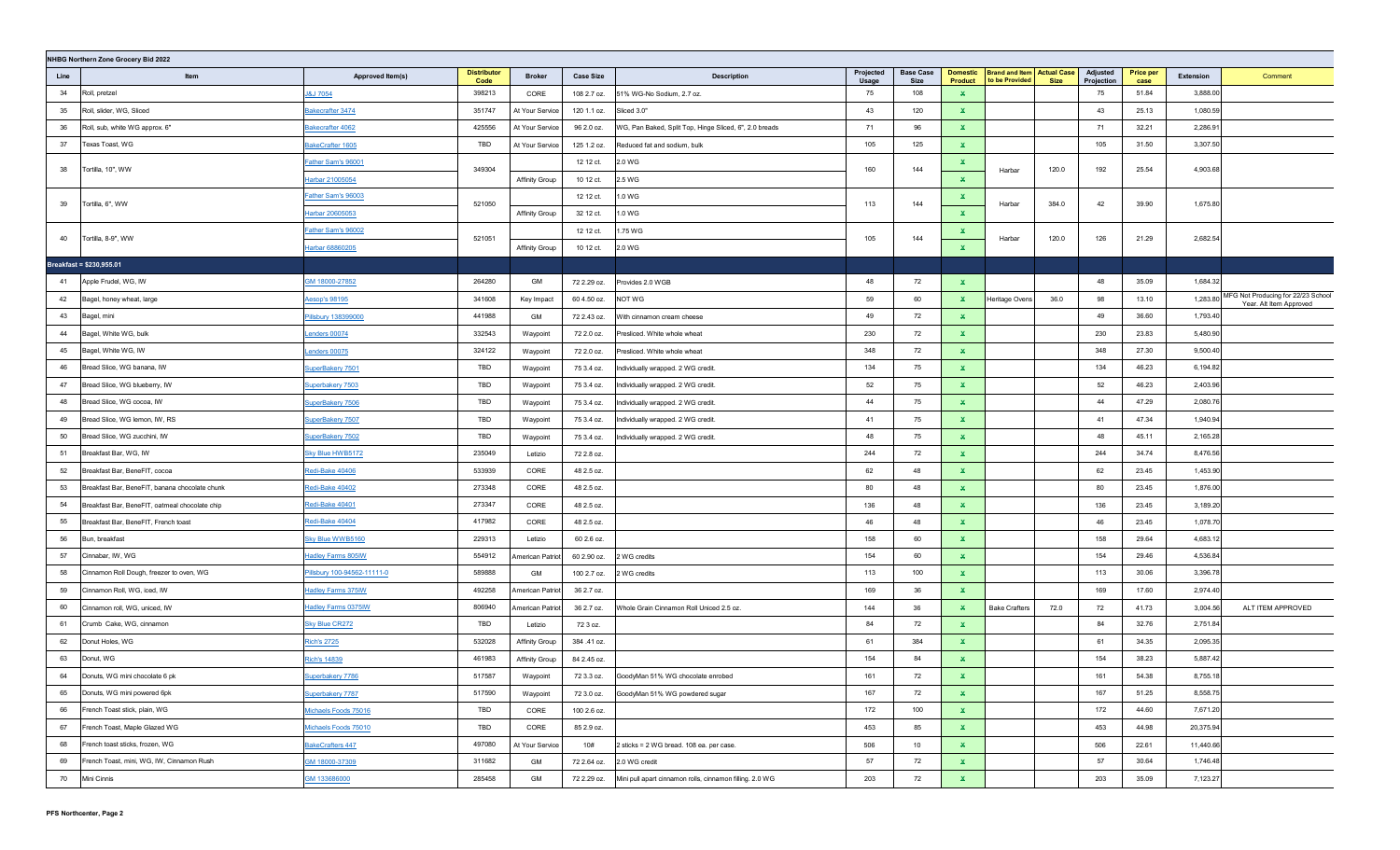**NHBG Northern Zone Grocery Bid 2022**

| Line | Item | Approved Item(s) | Distributor Code | Broker | Case Size | Description | Projected Usage | Base Case Size | Domestic Product | Brand and Item to be Provided | Actual Case Size | Adjusted Projection | Price per case | Extension | Comment |
|---|---|---|---|---|---|---|---|---|---|---|---|---|---|---|---|
| 34 | Roll, pretzel | J&J 7054 | 398213 | CORE | 108 2.7 oz. | 51% WG-No Sodium, 2.7 oz. | 75 | 108 | x | | | 75 | 51.84 | 3,888.00 | |
| 35 | Roll, slider, WG, Sliced | Bakecrafter 3474 | 351747 | At Your Service | 120 1.1 oz. | Sliced 3.0" | 43 | 120 | x | | | 43 | 25.13 | 1,080.59 | |
| 36 | Roll, sub, white WG approx. 6" | Bakecrafter 4062 | 425556 | At Your Service | 96 2.0 oz. | WG, Pan Baked, Split Top, Hinge Sliced, 6", 2.0 breads | 71 | 96 | x | | | 71 | 32.21 | 2,286.91 | |
| 37 | Texas Toast, WG | BakeCrafter 1605 | TBD | At Your Service | 125 1.2 oz. | Reduced fat and sodium, bulk | 105 | 125 | x | | | 105 | 31.50 | 3,307.50 | |
| 38 | Tortilla, 10", WW | Father Sam's 96001 | 349304 | | 12 12 ct. | 2.0 WG | 160 | 144 | x | Harbar | 120.0 | 192 | 25.54 | 4,903.68 | |
| | | Harbar 21005054 | | Affinity Group | 10 12 ct. | 2.5 WG | | | x | | | | | | |
| 39 | Tortilla, 6", WW | Father Sam's 96003 | 521050 | | 12 12 ct. | 1.0 WG | 113 | 144 | x | Harbar | 384.0 | 42 | 39.90 | 1,675.80 | |
| | | Harbar 20605053 | | Affinity Group | 32 12 ct. | 1.0 WG | | | x | | | | | | |
| 40 | Tortilla, 8-9", WW | Father Sam's 96002 | 521051 | | 12 12 ct. | 1.75 WG | 105 | 144 | x | Harbar | 120.0 | 126 | 21.29 | 2,682.54 | |
| | | Harbar 68860205 | | Affinity Group | 10 12 ct. | 2.0 WG | | | x | | | | | | |
| **Breakfast = $230,955.01** | | | | | | | | | | | | | | | |
| 41 | Apple Frudel, WG, IW | GM 18000-27852 | 264280 | GM | 72 2.29 oz. | Provides 2.0 WGB | 48 | 72 | x | | | 48 | 35.09 | 1,684.32 | |
| 42 | Bagel, honey wheat, large | Aesop's 98195 | 341608 | Key Impact | 60 4.50 oz. | NOT WG | 59 | 60 | x | Heritage Ovens | 36.0 | 98 | 13.10 | 1,283.80 | MFG Not Producing for 22/23 School Year. Alt Item Approved |
| 43 | Bagel, mini | Pillsbury 138399000 | 441988 | GM | 72 2.43 oz. | With cinnamon cream cheese | 49 | 72 | x | | | 49 | 36.60 | 1,793.40 | |
| 44 | Bagel, White WG, bulk | Lenders 00074 | 332543 | Waypoint | 72 2.0 oz. | Presliced. White whole wheat | 230 | 72 | x | | | 230 | 23.83 | 5,480.90 | |
| 45 | Bagel, White WG, IW | Lenders 00075 | 324122 | Waypoint | 72 2.0 oz. | Presliced. White whole wheat | 348 | 72 | x | | | 348 | 27.30 | 9,500.40 | |
| 46 | Bread Slice, WG banana, IW | SuperBakery 7501 | TBD | Waypoint | 75 3.4 oz. | Individually wrapped. 2 WG credit. | 134 | 75 | x | | | 134 | 46.23 | 6,194.82 | |
| 47 | Bread Slice, WG blueberry, IW | Superbakery 7503 | TBD | Waypoint | 75 3.4 oz. | Individually wrapped. 2 WG credit. | 52 | 75 | x | | | 52 | 46.23 | 2,403.96 | |
| 48 | Bread Slice, WG cocoa, IW | SuperBakery 7506 | TBD | Waypoint | 75 3.4 oz. | Individually wrapped. 2 WG credit. | 44 | 75 | x | | | 44 | 47.29 | 2,080.76 | |
| 49 | Bread Slice, WG lemon, IW, RS | SuperBakery 7507 | TBD | Waypoint | 75 3.4 oz. | Individually wrapped. 2 WG credit. | 41 | 75 | x | | | 41 | 47.34 | 1,940.94 | |
| 50 | Bread Slice, WG zucchini, IW | SuperBakery 7502 | TBD | Waypoint | 75 3.4 oz. | Individually wrapped. 2 WG credit. | 48 | 75 | x | | | 48 | 45.11 | 2,165.28 | |
| 51 | Breakfast Bar, WG, IW | Sky Blue HWB5172 | 235049 | Letizio | 72 2.8 oz. | | 244 | 72 | x | | | 244 | 34.74 | 8,476.56 | |
| 52 | Breakfast Bar, BeneFIT, cocoa | Redi-Bake 40406 | 533939 | CORE | 48 2.5 oz. | | 62 | 48 | x | | | 62 | 23.45 | 1,453.90 | |
| 53 | Breakfast Bar, BeneFIT, banana chocolate chunk | Redi-Bake 40402 | 273348 | CORE | 48 2.5 oz. | | 80 | 48 | x | | | 80 | 23.45 | 1,876.00 | |
| 54 | Breakfast Bar, BeneFIT, oatmeal chocolate chip | Redi-Bake 40401 | 273347 | CORE | 48 2.5 oz. | | 136 | 48 | x | | | 136 | 23.45 | 3,189.20 | |
| 55 | Breakfast Bar, BeneFIT, French toast | Redi-Bake 40404 | 417982 | CORE | 48 2.5 oz. | | 46 | 48 | x | | | 46 | 23.45 | 1,078.70 | |
| 56 | Bun, breakfast | Sky Blue WWB5160 | 229313 | Letizio | 60 2.6 oz. | | 158 | 60 | x | | | 158 | 29.64 | 4,683.12 | |
| 57 | Cinnabar, IW, WG | Hadley Farms 805IW | 554912 | American Patriot | 60 2.90 oz. | 2 WG credits | 154 | 60 | x | | | 154 | 29.46 | 4,536.84 | |
| 58 | Cinnamon Roll Dough, freezer to oven, WG | Pillsbury 100-94562-11111-0 | 589888 | GM | 100 2.7 oz. | 2 WG credits | 113 | 100 | x | | | 113 | 30.06 | 3,396.78 | |
| 59 | Cinnamon Roll, WG, iced, IW | Hadley Farms 375IW | 492258 | American Patriot | 36 2.7 oz. | | 169 | 36 | x | | | 169 | 17.60 | 2,974.40 | |
| 60 | Cinnamon roll, WG, uniced, IW | Hadley Farms 0375IW | 806940 | American Patriot | 36 2.7 oz. | Whole Grain Cinnamon Roll Uniced 2.5 oz. | 144 | 36 | x | Bake Crafters | 72.0 | 72 | 41.73 | 3,004.56 | ALT ITEM APPROVED |
| 61 | Crumb Cake, WG, cinnamon | Sky Blue CR272 | TBD | Letizio | 72 3 oz. | | 84 | 72 | x | | | 84 | 32.76 | 2,751.84 | |
| 62 | Donut Holes, WG | Rich's 2725 | 532028 | Affinity Group | 384 .41 oz. | | 61 | 384 | x | | | 61 | 34.35 | 2,095.35 | |
| 63 | Donut, WG | Rich's 14839 | 461983 | Affinity Group | 84 2.45 oz. | | 154 | 84 | x | | | 154 | 38.23 | 5,887.42 | |
| 64 | Donuts, WG mini chocolate 6 pk | Superbakery 7786 | 517587 | Waypoint | 72 3.3 oz. | GoodyMan 51% WG chocolate enrobed | 161 | 72 | x | | | 161 | 54.38 | 8,755.18 | |
| 65 | Donuts, WG mini powered 6pk | Superbakery 7787 | 517590 | Waypoint | 72 3.0 oz. | GoodyMan 51% WG powdered sugar | 167 | 72 | x | | | 167 | 51.25 | 8,558.75 | |
| 66 | French Toast stick, plain, WG | Michaels Foods 75016 | TBD | CORE | 100 2.6 oz. | | 172 | 100 | x | | | 172 | 44.60 | 7,671.20 | |
| 67 | French Toast, Maple Glazed WG | Michaels Foods 75010 | TBD | CORE | 85 2.9 oz. | | 453 | 85 | x | | | 453 | 44.98 | 20,375.94 | |
| 68 | French toast sticks, frozen, WG | BakeCrafters 447 | 497080 | At Your Service | 10# | 2 sticks = 2 WG bread. 108 ea. per case. | 506 | 10 | x | | | 506 | 22.61 | 11,440.66 | |
| 69 | French Toast, mini, WG, IW, Cinnamon Rush | GM 18000-37309 | 311682 | GM | 72 2.64 oz. | 2.0 WG credit | 57 | 72 | x | | | 57 | 30.64 | 1,746.48 | |
| 70 | Mini Cinnis | GM 133686000 | 285458 | GM | 72 2.29 oz. | Mini pull apart cinnamon rolls, cinnamon filling. 2.0 WG | 203 | 72 | x | | | 203 | 35.09 | 7,123.27 | |

PFS Northcenter, Page 2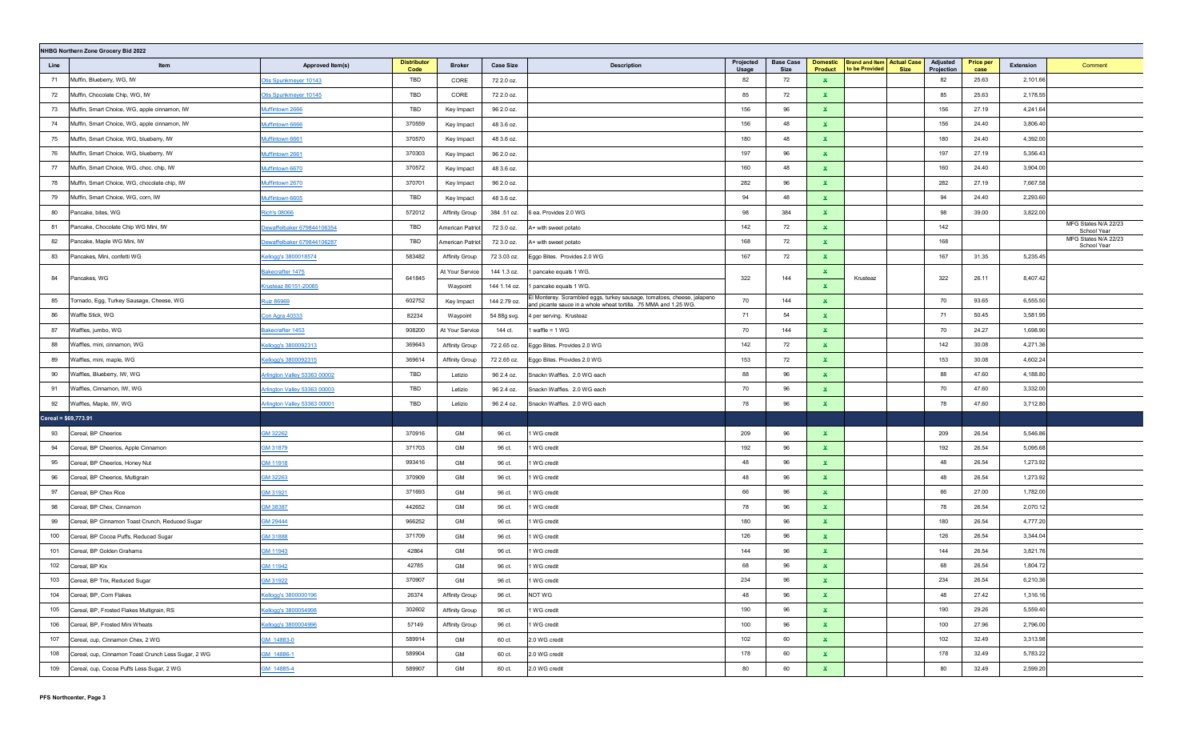**NHBG Northern Zone Grocery Bid 2022**

| Line | Item | Approved Item(s) | Distributor Code | Broker | Case Size | Description | Projected Usage | Base Case Size | Domestic Product | Brand and Item to be Provided | Actual Case Size | Adjusted Projection | Price per case | Extension | Comment |
|---|---|---|---|---|---|---|---|---|---|---|---|---|---|---|---|
| 71 | Muffin, Blueberry, WG, IW | Otis Spunkmeyer 10143 | TBD | CORE | 72 2.0 oz. | | 82 | 72 | x | | | 82 | 25.63 | 2,101.66 | |
| 72 | Muffin, Chocolate Chip, WG, IW | Otis Spunkmeyer 10145 | TBD | CORE | 72 2.0 oz. | | 85 | 72 | x | | | 85 | 25.63 | 2,178.55 | |
| 73 | Muffin, Smart Choice, WG, apple cinnamon, IW | Muffintown 2666 | TBD | Key Impact | 96 2.0 oz. | | 156 | 96 | x | | | 156 | 27.19 | 4,241.64 | |
| 74 | Muffin, Smart Choice, WG, apple cinnamon, IW | Muffintown 6666 | 370559 | Key Impact | 48 3.6 oz. | | 156 | 48 | x | | | 156 | 24.40 | 3,806.40 | |
| 75 | Muffin, Smart Choice, WG, blueberry, IW | Muffintown 6661 | 370570 | Key Impact | 48 3.6 oz. | | 180 | 48 | x | | | 180 | 24.40 | 4,392.00 | |
| 76 | Muffin, Smart Choice, WG, blueberry, IW | Muffintown 2661 | 370303 | Key Impact | 96 2.0 oz. | | 197 | 96 | x | | | 197 | 27.19 | 5,356.43 | |
| 77 | Muffin, Smart Choice, WG, choc. chip, IW | Muffintown 6670 | 370572 | Key Impact | 48 3.6 oz. | | 160 | 48 | x | | | 160 | 24.40 | 3,904.00 | |
| 78 | Muffin, Smart Choice, WG, chocolate chip, IW | Muffintown 2670 | 370701 | Key Impact | 96 2.0 oz. | | 282 | 96 | x | | | 282 | 27.19 | 7,667.58 | |
| 79 | Muffin, Smart Choice, WG, corn, IW | Muffintown 6605 | TBD | Key Impact | 48 3.6 oz. | | 94 | 48 | x | | | 94 | 24.40 | 2,293.60 | |
| 80 | Pancake, bites, WG | Rich's 08066 | 572012 | Affinity Group | 384 .51 oz. | 6 ea. Provides 2.0 WG | 98 | 384 | x | | | 98 | 39.00 | 3,822.00 | |
| 81 | Pancake, Chocolate Chip WG Mini, IW | Dewaffelbaker 679844106354 | TBD | American Patriot | 72 3.0 oz. | A+ with sweet potato | 142 | 72 | x | | | 142 | | | MFG States N/A 22/23 School Year |
| 82 | Pancake, Maple WG Mini, IW | Dewaffelbaker 679844106287 | TBD | American Patriot | 72 3.0 oz. | A+ with sweet potato | 168 | 72 | x | | | 168 | | | MFG States N/A 22/23 School Year |
| 83 | Pancakes, Mini, confetti WG | Kellogg's 3800018574 | 583482 | Affinity Group | 72 3.03 oz. | Eggo Bites. Provides 2.0 WG | 167 | 72 | x | | | 167 | 31.35 | 5,235.45 | |
| 84 | Pancakes, WG | Bakecrafter 1475 | 641845 | At Your Service | 144 1.3 oz. | 1 pancake equals 1 WG. | 322 | 144 | x | Krusteaz | | 322 | 26.11 | 8,407.42 | |
| | | Krusteaz 86151-20085 | | Waypoint | 144 1.14 oz. | 1 pancake equals 1 WG. | | | x | | | | | | |
| 85 | Tornado, Egg, Turkey Sausage, Cheese, WG | Ruiz 86969 | 602752 | Key Impact | 144 2.79 oz. | El Monterey. Scrambled eggs, turkey sausage, tomatoes, cheese, jalapeno and picante sauce in a whole wheat tortilla. .75 MMA and 1.25 WG. | 70 | 144 | x | | | 70 | 93.65 | 6,555.50 | |
| 86 | Waffle Stick, WG | Con Agra 40333 | 82234 | Waypoint | 54 88g svg. | 4 per serving. Krusteaz | 71 | 54 | x | | | 71 | 50.45 | 3,581.95 | |
| 87 | Waffles, jumbo, WG | Bakecrafter 1453 | 908200 | At Your Service | 144 ct. | 1 waffle = 1 WG | 70 | 144 | x | | | 70 | 24.27 | 1,698.90 | |
| 88 | Waffles, mini, cinnamon, WG | Kellogg's 3800092313 | 369643 | Affinity Group | 72 2.65 oz. | Eggo Bites. Provides 2.0 WG | 142 | 72 | x | | | 142 | 30.08 | 4,271.36 | |
| 89 | Waffles, mini, maple, WG | Kellogg's 3800092315 | 369614 | Affinity Group | 72 2.65 oz. | Eggo Bites. Provides 2.0 WG | 153 | 72 | x | | | 153 | 30.08 | 4,602.24 | |
| 90 | Waffles, Blueberry, IW, WG | Arlington Valley 53363 00002 | TBD | Letizio | 96 2.4 oz. | Snackn Waffles. 2.0 WG each | 88 | 96 | x | | | 88 | 47.60 | 4,188.80 | |
| 91 | Waffles, Cinnamon, IW, WG | Arlington Valley 53363 00003 | TBD | Letizio | 96 2.4 oz. | Snackn Waffles. 2.0 WG each | 70 | 96 | x | | | 70 | 47.60 | 3,332.00 | |
| 92 | Waffles, Maple, IW, WG | Arlington Valley 53363 00001 | TBD | Letizio | 96 2.4 oz. | Snackn Waffles. 2.0 WG each | 78 | 96 | x | | | 78 | 47.60 | 3,712.80 | |
| **Cereal = $69,773.91** | | | | | | | | | | | | | | | |
| 93 | Cereal, BP Cheerios | GM 32262 | 370916 | GM | 96 ct. | 1 WG credit | 209 | 96 | x | | | 209 | 26.54 | 5,546.86 | |
| 94 | Cereal, BP Cheerios, Apple Cinnamon | GM 31879 | 371703 | GM | 96 ct. | 1 WG credit | 192 | 96 | x | | | 192 | 26.54 | 5,095.68 | |
| 95 | Cereal, BP Cheerios, Honey Nut | GM 11918 | 993416 | GM | 96 ct. | 1 WG credit | 48 | 96 | x | | | 48 | 26.54 | 1,273.92 | |
| 96 | Cereal, BP Cheerios, Multigrain | GM 32263 | 370909 | GM | 96 ct. | 1 WG credit | 48 | 96 | x | | | 48 | 26.54 | 1,273.92 | |
| 97 | Cereal, BP Chex Rice | GM 31921 | 371693 | GM | 96 ct. | 1 WG credit | 66 | 96 | x | | | 66 | 27.00 | 1,782.00 | |
| 98 | Cereal, BP Chex, Cinnamon | GM 38387 | 442652 | GM | 96 ct. | 1 WG credit | 78 | 96 | x | | | 78 | 26.54 | 2,070.12 | |
| 99 | Cereal, BP Cinnamon Toast Crunch, Reduced Sugar | GM 29444 | 966252 | GM | 96 ct. | 1 WG credit | 180 | 96 | x | | | 180 | 26.54 | 4,777.20 | |
| 100 | Cereal, BP Cocoa Puffs, Reduced Sugar | GM 31888 | 371709 | GM | 96 ct. | 1 WG credit | 126 | 96 | x | | | 126 | 26.54 | 3,344.04 | |
| 101 | Cereal, BP Golden Grahams | GM 11943 | 42864 | GM | 96 ct. | 1 WG credit | 144 | 96 | x | | | 144 | 26.54 | 3,821.76 | |
| 102 | Cereal, BP Kix | GM 11942 | 42785 | GM | 96 ct. | 1 WG credit | 68 | 96 | x | | | 68 | 26.54 | 1,804.72 | |
| 103 | Cereal, BP Trix, Reduced Sugar | GM 31922 | 370907 | GM | 96 ct. | 1 WG credit | 234 | 96 | x | | | 234 | 26.54 | 6,210.36 | |
| 104 | Cereal, BP, Corn Flakes | Kellogg's 3800000196 | 26374 | Affinity Group | 96 ct. | NOT WG | 48 | 96 | x | | | 48 | 27.42 | 1,316.16 | |
| 105 | Cereal, BP, Frosted Flakes Multigrain, RS | Kellogg's 3800054998 | 302602 | Affinity Group | 96 ct. | 1 WG credit | 190 | 96 | x | | | 190 | 29.26 | 5,559.40 | |
| 106 | Cereal, BP, Frosted Mini Wheats | Kellogg's 3800004996 | 57149 | Affinity Group | 96 ct. | 1 WG credit | 100 | 96 | x | | | 100 | 27.96 | 2,796.00 | |
| 107 | Cereal, cup, Cinnamon Chex, 2 WG | GM 14883-0 | 589914 | GM | 60 ct. | 2.0 WG credit | 102 | 60 | x | | | 102 | 32.49 | 3,313.98 | |
| 108 | Cereal, cup, Cinnamon Toast Crunch Less Sugar, 2 WG | GM 14886-1 | 589904 | GM | 60 ct. | 2.0 WG credit | 178 | 60 | x | | | 178 | 32.49 | 5,783.22 | |
| 109 | Cereal, cup, Cocoa Puffs Less Sugar, 2 WG | GM 14885-4 | 589907 | GM | 60 ct. | 2.0 WG credit | 80 | 60 | x | | | 80 | 32.49 | 2,599.20 | |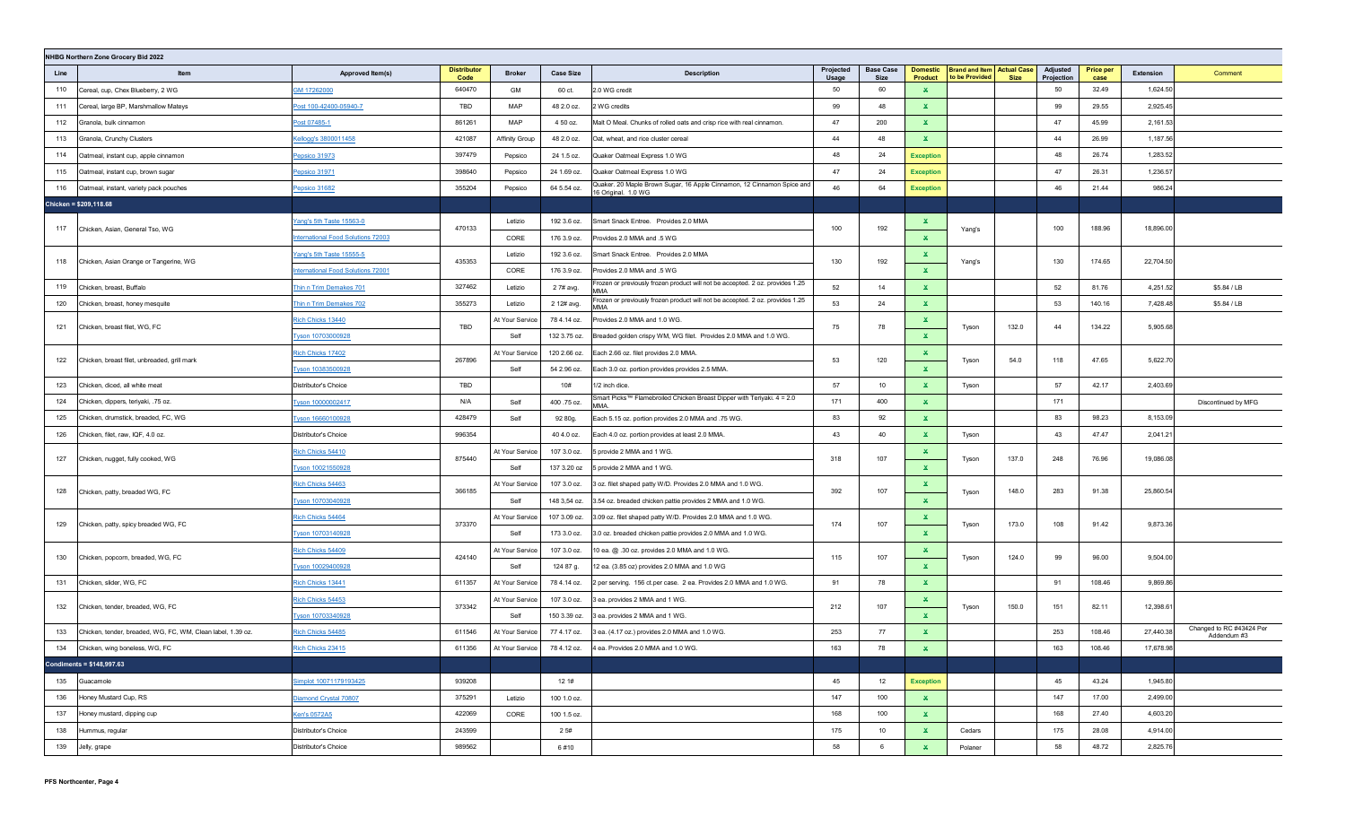| NHBG Northern Zone Grocery Bid 2022 | | | | | | | | | | | | | | | | |
|---|---|---|---|---|---|---|---|---|---|---|---|---|---|---|---|---|
| Line | Item | Approved Item(s) | Distributor Code | Broker | Case Size | Description | Projected Usage | Base Case Size | Domestic Product | Brand and Item to be Provided | Actual Case Size | Adjusted Projection | Price per case | Extension | Comment |
| 110 | Cereal, cup, Chex Blueberry, 2 WG | GM 17262000 | 640470 | GM | 60 ct. | 2.0 WG credit | 50 | 60 | X | | | 50 | 32.49 | 1,624.50 | |
| 111 | Cereal, large BP, Marshmallow Mateys | Post 100-42400-05940-7 | TBD | MAP | 48 2.0 oz. | 2 WG credits | 99 | 48 | X | | | 99 | 29.55 | 2,925.45 | |
| 112 | Granola, bulk cinnamon | Post 07485-1 | 861261 | MAP | 4 50 oz. | Malt O Meal. Chunks of rolled oats and crisp rice with real cinnamon. | 47 | 200 | X | | | 47 | 45.99 | 2,161.53 | |
| 113 | Granola, Crunchy Clusters | Kellogg's 3800011458 | 421087 | Affinity Group | 48 2.0 oz. | Oat, wheat, and rice cluster cereal | 44 | 48 | X | | | 44 | 26.99 | 1,187.56 | |
| 114 | Oatmeal, instant cup, apple cinnamon | Pepsico 31973 | 397479 | Pepsico | 24 1.5 oz. | Quaker Oatmeal Express 1.0 WG | 48 | 24 | Exception | | | 48 | 26.74 | 1,283.52 | |
| 115 | Oatmeal, instant cup, brown sugar | Pepsico 31971 | 398640 | Pepsico | 24 1.69 oz. | Quaker Oatmeal Express 1.0 WG | 47 | 24 | Exception | | | 47 | 26.31 | 1,236.57 | |
| 116 | Oatmeal, instant, variety pack pouches | Pepsico 31682 | 355204 | Pepsico | 64 5.54 oz. | Quaker. 20 Maple Brown Sugar, 16 Apple Cinnamon, 12 Cinnamon Spice and 16 Original. 1.0 WG | 46 | 64 | Exception | | | 46 | 21.44 | 986.24 | |
| **Chicken = $209,118.68** | | | | | | | | | | | | | | | |
| 117 | Chicken, Asian, General Tso, WG | Yang's 5th Taste 15563-0 | 470133 | Letizio | 192 3.6 oz. | Smart Snack Entree. Provides 2.0 MMA | 100 | 192 | X | Yang's | | 100 | 188.96 | 18,896.00 | |
| | | International Food Solutions 72003 | | CORE | 176 3.9 oz. | Provides 2.0 MMA and .5 WG | | | X | | | | | | |
| 118 | Chicken, Asian Orange or Tangerine, WG | Yang's 5th Taste 15555-5 | 435353 | Letizio | 192 3.6 oz. | Smart Snack Entree. Provides 2.0 MMA | 130 | 192 | X | Yang's | | 130 | 174.65 | 22,704.50 | |
| | | International Food Solutions 72001 | | CORE | 176 3.9 oz. | Provides 2.0 MMA and .5 WG | | | X | | | | | | |
| 119 | Chicken, breast, Buffalo | Thin n Trim Demakes 701 | 327462 | Letizio | 2 7# avg. | Frozen or previously frozen product will not be accepted. 2 oz. provides 1.25 MMA | 52 | 14 | X | | | 52 | 81.76 | 4,251.52 | $5.84 / LB |
| 120 | Chicken, breast, honey mesquite | Thin n Trim Demakes 702 | 355273 | Letizio | 2 12# avg. | Frozen or previously frozen product will not be accepted. 2 oz. provides 1.25 MMA | 53 | 24 | X | | | 53 | 140.16 | 7,428.48 | $5.84 / LB |
| 121 | Chicken, breast filet, WG, FC | Rich Chicks 13440 | TBD | At Your Service | 78 4.14 oz. | Provides 2.0 MMA and 1.0 WG. | 75 | 78 | X | Tyson | 132.0 | 44 | 134.22 | 5,905.68 | |
| | | Tyson 10703000928 | | Self | 132 3.75 oz. | Breaded golden crispy WM, WG filet. Provides 2.0 MMA and 1.0 WG. | | | X | | | | | | |
| 122 | Chicken, breast fillet, unbreaded, grill mark | Rich Chicks 17402 | 267896 | At Your Service | 120 2.66 oz. | Each 2.66 oz. filet provides 2.0 MMA. | 53 | 120 | X | Tyson | 54.0 | 118 | 47.65 | 5,622.70 | |
| | | Tyson 10383500928 | | Self | 54 2.96 oz. | Each 3.0 oz. portion provides provides 2.5 MMA. | | | X | | | | | | |
| 123 | Chicken, diced, all white meat | Distributor's Choice | TBD | | 10# | 1/2 inch dice. | 57 | 10 | X | Tyson | | 57 | 42.17 | 2,403.69 | |
| 124 | Chicken, dippers, teriyaki, .75 oz. | Tyson 10000002417 | N/A | Self | 400 .75 oz. | Smart Picks™ Flamebroiled Chicken Breast Dipper with Teriyaki. 4 = 2.0 MMA. | 171 | 400 | X | | | 171 | | | Discontinued by MFG |
| 125 | Chicken, drumstick, breaded, FC, WG | Tyson 16660100928 | 428479 | Self | 92 80g. | Each 5.15 oz. portion provides 2.0 MMA and .75 WG. | 83 | 92 | X | | | 83 | 98.23 | 8,153.09 | |
| 126 | Chicken, filet, raw, IQF, 4.0 oz. | Distributor's Choice | 996354 | | 40 4.0 oz. | Each 4.0 oz. portion provides at least 2.0 MMA. | 43 | 40 | X | Tyson | | 43 | 47.47 | 2,041.21 | |
| 127 | Chicken, nugget, fully cooked, WG | Rich Chicks 54410 | 875440 | At Your Service | 107 3.0 oz. | 5 provide 2 MMA and 1 WG. | 318 | 107 | X | Tyson | 137.0 | 248 | 76.96 | 19,086.08 | |
| | | Tyson 10021550928 | | Self | 137 3.20 oz | 5 provide 2 MMA and 1 WG. | | | X | | | | | | |
| 128 | Chicken, patty, breaded WG, FC | Rich Chicks 54463 | 366185 | At Your Service | 107 3.0 oz. | 3 oz. filet shaped patty W/D. Provides 2.0 MMA and 1.0 WG. | 392 | 107 | X | Tyson | 148.0 | 283 | 91.38 | 25,860.54 | |
| | | Tyson 10703040928 | | Self | 148 3,54 oz. | 3.54 oz. breaded chicken pattie provides 2 MMA and 1.0 WG. | | | X | | | | | | |
| 129 | Chicken, patty, spicy breaded WG, FC | Rich Chicks 54464 | 373370 | At Your Service | 107 3.09 oz. | 3.09 oz. filet shaped patty W/D. Provides 2.0 MMA and 1.0 WG. | 174 | 107 | X | Tyson | 173.0 | 108 | 91.42 | 9,873.36 | |
| | | Tyson 10703140928 | | Self | 173 3.0 oz. | 3.0 oz. breaded chicken pattie provides 2.0 MMA and 1.0 WG. | | | X | | | | | | |
| 130 | Chicken, popcorn, breaded, WG, FC | Rich Chicks 54409 | 424140 | At Your Service | 107 3.0 oz. | 10 ea. @ .30 oz. provides 2.0 MMA and 1.0 WG. | 115 | 107 | X | Tyson | 124.0 | 99 | 96.00 | 9,504.00 | |
| | | Tyson 10029400928 | | Self | 124 87 g. | 12 ea. (3.85 oz) provides 2.0 MMA and 1.0 WG | | | X | | | | | | |
| 131 | Chicken, slider, WG, FC | Rich Chicks 13441 | 611357 | At Your Service | 78 4.14 oz. | 2 per serving. 156 ct.per case. 2 ea. Provides 2.0 MMA and 1.0 WG. | 91 | 78 | X | | | 91 | 108.46 | 9,869.86 | |
| 132 | Chicken, tender, breaded, WG, FC | Rich Chicks 54453 | 373342 | At Your Service | 107 3.0 oz. | 3 ea. provides 2 MMA and 1 WG. | 212 | 107 | X | Tyson | 150.0 | 151 | 82.11 | 12,398.61 | |
| | | Tyson 10703340928 | | Self | 150 3.39 oz. | 3 ea. provides 2 MMA and 1 WG. | | | X | | | | | | |
| 133 | Chicken, tender, breaded, WG, FC, WM, Clean label, 1.39 oz. | Rich Chicks 54485 | 611546 | At Your Service | 77 4.17 oz. | 3 ea. (4.17 oz.) provides 2.0 MMA and 1.0 WG. | 253 | 77 | X | | | 253 | 108.46 | 27,440.38 | Changed to RC #43424 Per Addendum #3 |
| 134 | Chicken, wing boneless, WG, FC | Rich Chicks 23415 | 611356 | At Your Service | 78 4.12 oz. | 4 ea. Provides 2.0 MMA and 1.0 WG. | 163 | 78 | X | | | 163 | 108.46 | 17,678.98 | |
| **Condiments = $148,997.63** | | | | | | | | | | | | | | | |
| 135 | Guacamole | Simplot 10071179193425 | 939208 | | 12 1# | | 45 | 12 | Exception | | | 45 | 43.24 | 1,945.80 | |
| 136 | Honey Mustard Cup, RS | Diamond Crystal 70807 | 375291 | Letizio | 100 1.0 oz. | | 147 | 100 | X | | | 147 | 17.00 | 2,499.00 | |
| 137 | Honey mustard, dipping cup | Ken's 0572A5 | 422069 | CORE | 100 1.5 oz. | | 168 | 100 | X | | | 168 | 27.40 | 4,603.20 | |
| 138 | Hummus, regular | Distributor's Choice | 243599 | | 2 5# | | 175 | 10 | X | Cedars | | 175 | 28.08 | 4,914.00 | |
| 139 | Jelly, grape | Distributor's Choice | 989562 | | 6 #10 | | 58 | 6 | X | Polaner | | 58 | 48.72 | 2,825.76 | |

PFS Northcenter, Page 4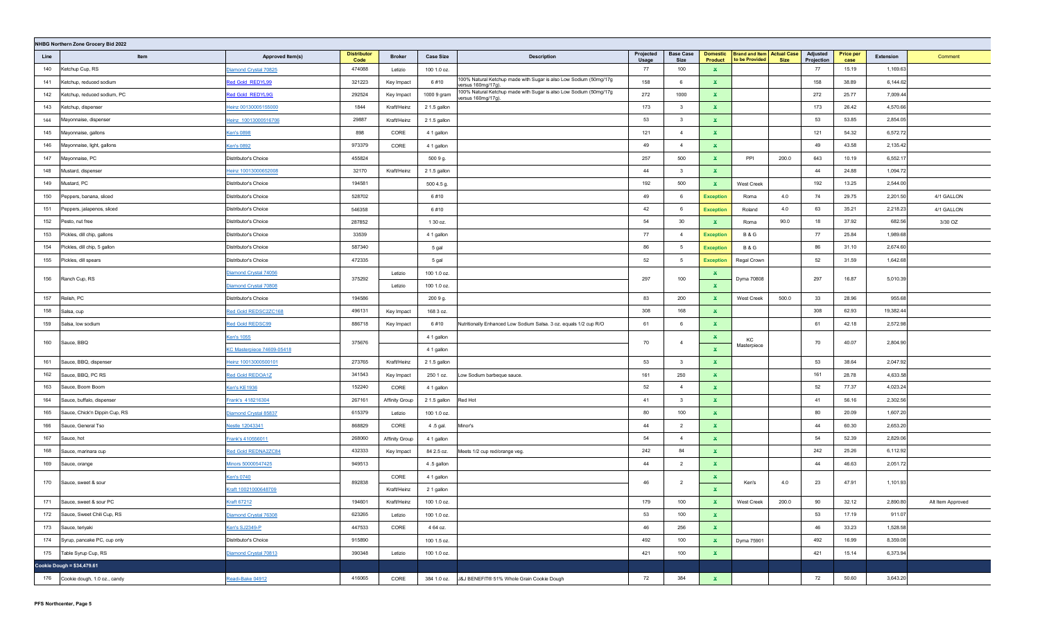NHBG Northern Zone Grocery Bid 2022

| Line | Item | Approved Item(s) | Distributor Code | Broker | Case Size | Description | Projected Usage | Base Case Size | Domestic Product | Brand and Item to be Provided | Actual Case Size | Adjusted Projection | Price per case | Extension | Comment |
|---|---|---|---|---|---|---|---|---|---|---|---|---|---|---|---|
| 140 | Ketchup Cup, RS | Diamond Crystal 70825 | 474088 | Letizio | 100 1.0 oz. | | 77 | 100 | X | | | 77 | 15.19 | 1,169.63 | |
| 141 | Ketchup, reduced sodium | Red Gold REDYL99 | 321223 | Key Impact | 6 #10 | 100% Natural Ketchup made with Sugar is also Low Sodium (50mg/17g versus 160mg/17g). | 158 | 6 | X | | | 158 | 38.89 | 6,144.62 | |
| 142 | Ketchup, reduced sodium, PC | Red Gold REDYL9G | 292524 | Key Impact | 1000 9 gram | 100% Natural Ketchup made with Sugar is also Low Sodium (50mg/17g versus 160mg/17g). | 272 | 1000 | X | | | 272 | 25.77 | 7,009.44 | |
| 143 | Ketchup, dispenser | Heinz 00130005155000 | 1844 | Kraft/Heinz | 2 1.5 gallon | | 173 | 3 | X | | | 173 | 26.42 | 4,570.66 | |
| 144 | Mayonnaise, dispenser | Heinz 10013000516706 | 29887 | Kraft/Heinz | 2 1.5 gallon | | 53 | 3 | X | | | 53 | 53.85 | 2,854.05 | |
| 145 | Mayonnaise, gallons | Ken's 0898 | 898 | CORE | 4 1 gallon | | 121 | 4 | X | | | 121 | 54.32 | 6,572.72 | |
| 146 | Mayonnaise, light, gallons | Ken's 0892 | 973379 | CORE | 4 1 gallon | | 49 | 4 | X | | | 49 | 43.58 | 2,135.42 | |
| 147 | Mayonnaise, PC | Distributor's Choice | 455824 | | 500 9 g. | | 257 | 500 | X | PPI | 200.0 | 643 | 10.19 | 6,552.17 | |
| 148 | Mustard, dispenser | Heinz 10013000652008 | 32170 | Kraft/Heinz | 2 1.5 gallon | | 44 | 3 | X | | | 44 | 24.88 | 1,094.72 | |
| 149 | Mustard, PC | Distributor's Choice | 194581 | | 500 4.5 g. | | 192 | 500 | X | West Creek | | 192 | 13.25 | 2,544.00 | |
| 150 | Peppers, banana, sliced | Distributor's Choice | 528702 | | 6 #10 | | 49 | 6 | Exception | Roma | 4.0 | 74 | 29.75 | 2,201.50 | 4/1 GALLON |
| 151 | Peppers, jalapenos, sliced | Distributor's Choice | 546358 | | 6 #10 | | 42 | 6 | Exception | Roland | 4.0 | 63 | 35.21 | 2,218.23 | 4/1 GALLON |
| 152 | Pesto, nut free | Distributor's Choice | 287852 | | 1 30 oz. | | 54 | 30 | X | Roma | 90.0 | 18 | 37.92 | 682.56 | 3/30 OZ |
| 153 | Pickles, dill chip, gallons | Distributor's Choice | 33539 | | 4 1 gallon | | 77 | 4 | Exception | B & G | | 77 | 25.84 | 1,989.68 | |
| 154 | Pickles, dill chip, 5 gallon | Distributor's Choice | 587340 | | 5 gal | | 86 | 5 | Exception | B & G | | 86 | 31.10 | 2,674.60 | |
| 155 | Pickles, dill spears | Distributor's Choice | 472335 | | 5 gal | | 52 | 5 | Exception | Regal Crown | | 52 | 31.59 | 1,642.68 | |
| 156 | Ranch Cup, RS | Diamond Crystal 74056 | 375292 | Letizio | 100 1.0 oz. | | 297 | 100 | X | Dyma 70808 | | 297 | 16.87 | 5,010.39 | |
| | | Diamond Crystal 70808 | | Letizio | 100 1.0 oz. | | | | X | | | | | | |
| 157 | Relish, PC | Distributor's Choice | 194586 | | 200 9 g. | | 83 | 200 | X | West Creek | 500.0 | 33 | 28.96 | 955.68 | |
| 158 | Salsa, cup | Red Gold REDSC2ZC168 | 496131 | Key Impact | 168 3 oz. | | 308 | 168 | X | | | 308 | 62.93 | 19,382.44 | |
| 159 | Salsa, low sodium | Red Gold REDSC99 | 886718 | Key Impact | 6 #10 | Nutritionally Enhanced Low Sodium Salsa. 3 oz. equals 1/2 cup R/O | 61 | 6 | X | | | 61 | 42.18 | 2,572.98 | |
| 160 | Sauce, BBQ | Ken's 1055 | 375676 | | 4 1 gallon | | 70 | 4 | X | KC Masterpiece | | 70 | 40.07 | 2,804.90 | |
| | | KC Masterpiece 74609-05418 | | | 4 1 gallon | | | | X | | | | | | |
| 161 | Sauce, BBQ, dispenser | Heinz 10013000500101 | 273765 | Kraft/Heinz | 2 1.5 gallon | | 53 | 3 | X | | | 53 | 38.64 | 2,047.92 | |
| 162 | Sauce, BBQ, PC RS | Red Gold REDOA1Z | 341543 | Key Impact | 250 1 oz. | Low Sodium barbeque sauce. | 161 | 250 | X | | | 161 | 28.78 | 4,633.58 | |
| 163 | Sauce, Boom Boom | Ken's KE1936 | 152240 | CORE | 4 1 gallon | | 52 | 4 | X | | | 52 | 77.37 | 4,023.24 | |
| 164 | Sauce, buffalo, dispenser | Frank's 418216304 | 267161 | Affinity Group | 2 1.5 gallon | Red Hot | 41 | 3 | X | | | 41 | 56.16 | 2,302.56 | |
| 165 | Sauce, Chick'n Dippin Cup, RS | Diamond Crystal 85837 | 615379 | Letizio | 100 1.0 oz. | | 80 | 100 | X | | | 80 | 20.09 | 1,607.20 | |
| 166 | Sauce, General Tso | Nestle 12043341 | 868829 | CORE | 4 .5 gal. | Minor's | 44 | 2 | X | | | 44 | 60.30 | 2,653.20 | |
| 167 | Sauce, hot | Frank's 410556011 | 268060 | Affinity Group | 4 1 gallon | | 54 | 4 | X | | | 54 | 52.39 | 2,829.06 | |
| 168 | Sauce, marinara cup | Red Gold REDNA2ZC84 | 432333 | Key Impact | 84 2.5 oz. | Meets 1/2 cup red/orange veg. | 242 | 84 | X | | | 242 | 25.26 | 6,112.92 | |
| 169 | Sauce, orange | Minors 50000547425 | 949513 | | 4 .5 gallon | | 44 | 2 | X | | | 44 | 46.63 | 2,051.72 | |
| 170 | Sauce, sweet & sour | Ken's 0740 | 892838 | CORE | 4 1 gallon | | 46 | 2 | X | Ken's | 4.0 | 23 | 47.91 | 1,101.93 | |
| | | Kraft 10021000648709 | | Kraft/Heinz | 2 1 gallon | | | | X | | | | | | |
| 171 | Sauce, sweet & sour PC | Kraft 67212 | 194601 | Kraft/Heinz | 100 1.0 oz. | | 179 | 100 | X | West Creek | 200.0 | 90 | 32.12 | 2,890.80 | Alt Item Approved |
| 172 | Sauce, Sweet Chili Cup, RS | Diamond Crystal 76308 | 623265 | Letizio | 100 1.0 oz. | | 53 | 100 | X | | | 53 | 17.19 | 911.07 | |
| 173 | Sauce, teriyaki | Ken's SJ2349-P | 447533 | CORE | 4 64 oz. | | 46 | 256 | X | | | 46 | 33.23 | 1,528.58 | |
| 174 | Syrup, pancake PC, cup only | Distributor's Choice | 915890 | | 100 1.5 oz. | | 492 | 100 | X | Dyma 75901 | | 492 | 16.99 | 8,359.08 | |
| 175 | Table Syrup Cup, RS | Diamond Crystal 70813 | 390348 | Letizio | 100 1.0 oz. | | 421 | 100 | X | | | 421 | 15.14 | 6,373.94 | |
| **Cookie Dough = $34,479.61** | | | | | | | | | | | | | | | |
| 176 | Cookie dough, 1.0 oz., candy | Readi-Bake 04912 | 416065 | CORE | 384 1.0 oz. | J&J BENEFIT® 51% Whole Grain Cookie Dough | 72 | 384 | X | | | 72 | 50.60 | 3,643.20 | |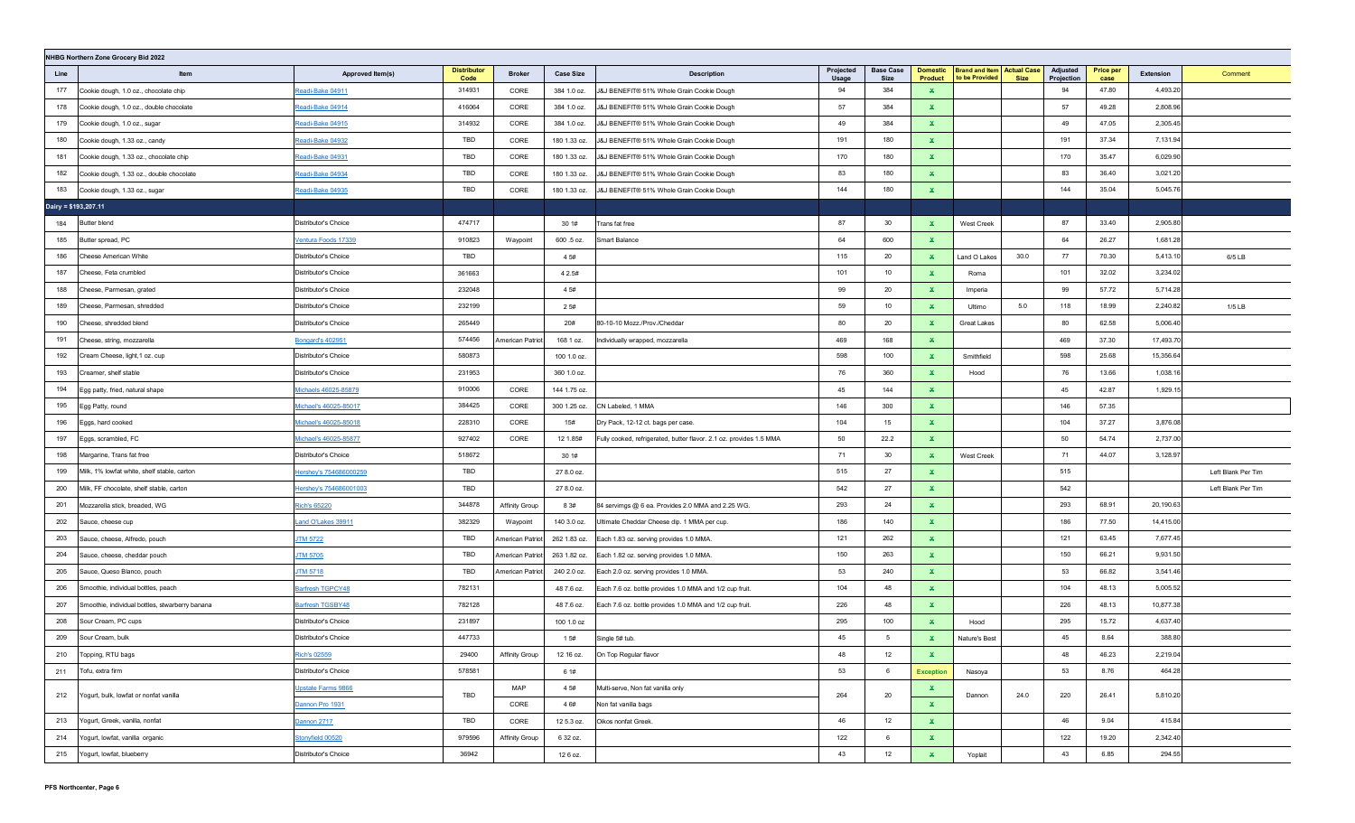| NHBG Northern Zone Grocery Bid 2022 | | | | | | | | | | | | | | | | |
|---|---|---|---|---|---|---|---|---|---|---|---|---|---|---|---|---|
| **Line** | **Item** | **Approved Item(s)** | **Distributor Code** | **Broker** | **Case Size** | **Description** | **Projected Usage** | **Base Case Size** | **Domestic Product** | **Brand and Item to be Provided** | **Actual Case Size** | **Adjusted Projection** | **Price per case** | **Extension** | **Comment** |
| 177 | Cookie dough, 1.0 oz., chocolate chip | Readi-Bake 04911 | 314931 | CORE | 384 1.0 oz. | J&J BENEFIT® 51% Whole Grain Cookie Dough | 94 | 384 | X | | | 94 | 47.80 | 4,493.20 | |
| 178 | Cookie dough, 1.0 oz., double chocolate | Readi-Bake 04914 | 416064 | CORE | 384 1.0 oz. | J&J BENEFIT® 51% Whole Grain Cookie Dough | 57 | 384 | X | | | 57 | 49.28 | 2,808.96 | |
| 179 | Cookie dough, 1.0 oz., sugar | Readi-Bake 04915 | 314932 | CORE | 384 1.0 oz. | J&J BENEFIT® 51% Whole Grain Cookie Dough | 49 | 384 | X | | | 49 | 47.05 | 2,305.45 | |
| 180 | Cookie dough, 1.33 oz., candy | Readi-Bake 04932 | TBD | CORE | 180 1.33 oz. | J&J BENEFIT® 51% Whole Grain Cookie Dough | 191 | 180 | X | | | 191 | 37.34 | 7,131.94 | |
| 181 | Cookie dough, 1.33 oz., chocolate chip | Readi-Bake 04931 | TBD | CORE | 180 1.33 oz. | J&J BENEFIT® 51% Whole Grain Cookie Dough | 170 | 180 | X | | | 170 | 35.47 | 6,029.90 | |
| 182 | Cookie dough, 1.33 oz., double chocolate | Readi-Bake 04934 | TBD | CORE | 180 1.33 oz. | J&J BENEFIT® 51% Whole Grain Cookie Dough | 83 | 180 | X | | | 83 | 36.40 | 3,021.20 | |
| 183 | Cookie dough, 1.33 oz., sugar | Readi-Bake 04935 | TBD | CORE | 180 1.33 oz. | J&J BENEFIT® 51% Whole Grain Cookie Dough | 144 | 180 | X | | | 144 | 35.04 | 5,045.76 | |
| **Dairy = $193,207.11** | | | | | | | | | | | | | | | |
| 184 | Butter blend | Distributor's Choice | 474717 | | 30 1# | Trans fat free | 87 | 30 | X | West Creek | | 87 | 33.40 | 2,905.80 | |
| 185 | Butter spread, PC | Ventura Foods 17339 | 910823 | Waypoint | 600 .5 oz. | Smart Balance | 64 | 600 | X | | | 64 | 26.27 | 1,681.28 | |
| 186 | Cheese American White | Distributor's Choice | TBD | | 4 5# | | 115 | 20 | X | Land O Lakes | 30.0 | 77 | 70.30 | 5,413.10 | 6/5 LB |
| 187 | Cheese, Feta crumbled | Distributor's Choice | 361663 | | 4 2.5# | | 101 | 10 | X | Roma | | 101 | 32.02 | 3,234.02 | |
| 188 | Cheese, Parmesan, grated | Distributor's Choice | 232048 | | 4 5# | | 99 | 20 | X | Imperia | | 99 | 57.72 | 5,714.28 | |
| 189 | Cheese, Parmesan, shredded | Distributor's Choice | 232199 | | 2 5# | | 59 | 10 | X | Ultimo | 5.0 | 118 | 18.99 | 2,240.82 | 1/5 LB |
| 190 | Cheese, shredded blend | Distributor's Choice | 265449 | | 20# | 80-10-10 Mozz./Prov./Cheddar | 80 | 20 | X | Great Lakes | | 80 | 62.58 | 5,006.40 | |
| 191 | Cheese, string, mozzarella | Bongard's 402951 | 574456 | American Patriot | 168 1 oz. | Individually wrapped, mozzarella | 469 | 168 | X | | | 469 | 37.30 | 17,493.70 | |
| 192 | Cream Cheese, light,1 oz. cup | Distributor's Choice | 580873 | | 100 1.0 oz. | | 598 | 100 | X | Smithfield | | 598 | 25.68 | 15,356.64 | |
| 193 | Creamer, shelf stable | Distributor's Choice | 231953 | | 360 1.0 oz. | | 76 | 360 | X | Hood | | 76 | 13.66 | 1,038.16 | |
| 194 | Egg patty, fried, natural shape | Michaels 46025-85879 | 910006 | CORE | 144 1.75 oz. | | 45 | 144 | X | | | 45 | 42.87 | 1,929.15 | |
| 195 | Egg Patty, round | Michael's 46025-85017 | 384425 | CORE | 300 1.25 oz. | CN Labeled, 1 MMA | 146 | 300 | X | | | 146 | 57.35 | | |
| 196 | Eggs, hard cooked | Michael's 46025-85018 | 228310 | CORE | 15# | Dry Pack, 12-12 ct. bags per case. | 104 | 15 | X | | | 104 | 37.27 | 3,876.08 | |
| 197 | Eggs, scrambled, FC | Michael's 46025-85877 | 927402 | CORE | 12 1.85# | Fully cooked, refrigerated, butter flavor. 2.1 oz. provides 1.5 MMA | 50 | 22.2 | X | | | 50 | 54.74 | 2,737.00 | |
| 198 | Margarine, Trans fat free | Distributor's Choice | 518672 | | 30 1# | | 71 | 30 | X | West Creek | | 71 | 44.07 | 3,128.97 | |
| 199 | Milk, 1% lowfat white, shelf stable, carton | Hershey's 754686000259 | TBD | | 27 8.0 oz. | | 515 | 27 | X | | | 515 | | | Left Blank Per Tim |
| 200 | Milk, FF chocolate, shelf stable, carton | Hershey's 754686001003 | TBD | | 27 8.0 oz. | | 542 | 27 | X | | | 542 | | | Left Blank Per Tim |
| 201 | Mozzarella stick, breaded, WG | Rich's 65220 | 344878 | Affinity Group | 8 3# | 84 servimgs @ 6 ea. Provides 2.0 MMA and 2.25 WG. | 293 | 24 | X | | | 293 | 68.91 | 20,190.63 | |
| 202 | Sauce, cheese cup | Land O'Lakes 39911 | 382329 | Waypoint | 140 3.0 oz. | Ultimate Cheddar Cheese dip. 1 MMA per cup. | 186 | 140 | X | | | 186 | 77.50 | 14,415.00 | |
| 203 | Sauce, cheese, Alfredo, pouch | JTM 5722 | TBD | American Patriot | 262 1.83 oz. | Each 1.83 oz. serving provides 1.0 MMA. | 121 | 262 | X | | | 121 | 63.45 | 7,677.45 | |
| 204 | Sauce, cheese, cheddar pouch | JTM 5705 | TBD | American Patriot | 263 1.82 oz. | Each 1.82 oz. serving provides 1.0 MMA. | 150 | 263 | X | | | 150 | 66.21 | 9,931.50 | |
| 205 | Sauce, Queso Blanco, pouch | JTM 5718 | TBD | American Patriot | 240 2.0 oz. | Each 2.0 oz. serving provides 1.0 MMA. | 53 | 240 | X | | | 53 | 66.82 | 3,541.46 | |
| 206 | Smoothie, individual bottles, peach | Barfresh TGPCY48 | 782131 | | 48 7.6 oz. | Each 7.6 oz. bottle provides 1.0 MMA and 1/2 cup fruit. | 104 | 48 | X | | | 104 | 48.13 | 5,005.52 | |
| 207 | Smoothie, individual bottles, stwarberry banana | Barfresh TGSBY48 | 782128 | | 48 7.6 oz. | Each 7.6 oz. bottle provides 1.0 MMA and 1/2 cup fruit. | 226 | 48 | X | | | 226 | 48.13 | 10,877.38 | |
| 208 | Sour Cream, PC cups | Distributor's Choice | 231897 | | 100 1.0 oz | | 295 | 100 | X | Hood | | 295 | 15.72 | 4,637.40 | |
| 209 | Sour Cream, bulk | Distributor's Choice | 447733 | | 1 5# | Single 5# tub. | 45 | 5 | X | Nature's Best | | 45 | 8.64 | 388.80 | |
| 210 | Topping, RTU bags | Rich's 02559 | 29400 | Affinity Group | 12 16 oz. | On Top Regular flavor | 48 | 12 | X | | | 48 | 46.23 | 2,219.04 | |
| 211 | Tofu, extra firm | Distributor's Choice | 578581 | | 6 1# | | 53 | 6 | Exception | Nasoya | | 53 | 8.76 | 464.28 | |
| 212 | Yogurt, bulk, lowfat or nonfat vanilla | Upstate Farms 9866 | TBD | MAP | 4 5# | Multi-serve, Non fat vanilla only | 264 | 20 | X | Dannon | 24.0 | 220 | 26.41 | 5,810.20 | |
| | | Dannon Pro 1931 | | CORE | 4 6# | Non fat vanilla bags | | | X | | | | | | |
| 213 | Yogurt, Greek, vanilla, nonfat | Dannon 2717 | TBD | CORE | 12 5.3 oz. | Oikos nonfat Greek. | 46 | 12 | X | | | 46 | 9.04 | 415.84 | |
| 214 | Yogurt, lowfat, vanilla organic | Stonyfield 00520 | 979596 | Affinity Group | 6 32 oz. | | 122 | 6 | X | | | 122 | 19.20 | 2,342.40 | |
| 215 | Yogurt, lowfat, blueberry | Distributor's Choice | 36942 | | 12 6 oz. | | 43 | 12 | X | Yoplait | | 43 | 6.85 | 294.55 | |

PFS Northcenter, Page 6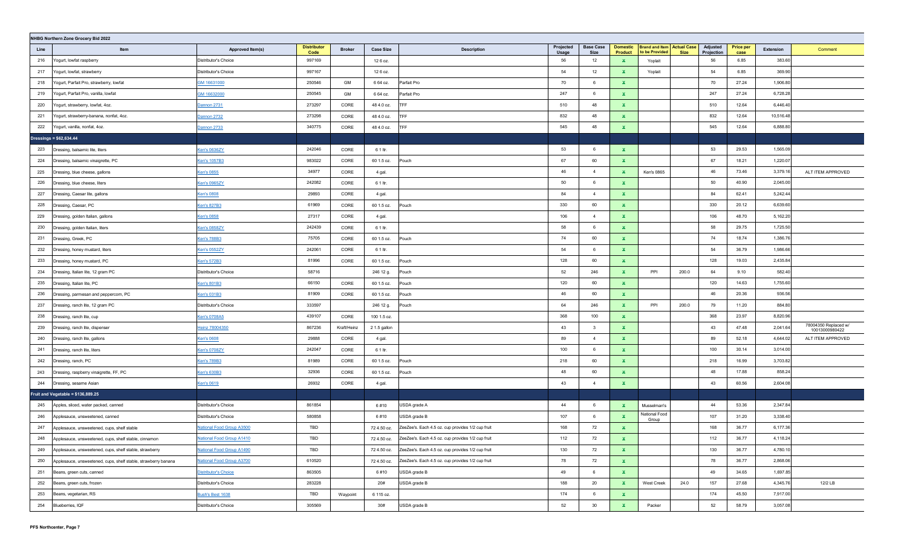**NHBG Northern Zone Grocery Bid 2022**

| Line | Item | Approved Item(s) | Distributor Code | Broker | Case Size | Description | Projected Usage | Base Case Size | Domestic Product | Brand and Item to be Provided | Actual Case Size | Adjusted Projection | Price per case | Extension | Comment |
|---|---|---|---|---|---|---|---|---|---|---|---|---|---|---|---|
| 216 | Yogurt, lowfat raspberry | Distributor's Choice | 997169 | | 12 6 oz. | | 56 | 12 | X | Yoplait | | 56 | 6.85 | 383.60 | |
| 217 | Yogurt, lowfat, strawberry | Distributor's Choice | 997167 | | 12 6 oz. | | 54 | 12 | X | Yoplait | | 54 | 6.85 | 369.90 | |
| 218 | Yogurt, Parfait Pro, strawberry, lowfat | GM 16631000 | 250546 | GM | 6 64 oz. | Parfait Pro | 70 | 6 | X | | | 70 | 27.24 | 1,906.80 | |
| 219 | Yogurt, Parfait Pro, vanilla, lowfat | GM 16632000 | 250545 | GM | 6 64 oz. | Parfait Pro | 247 | 6 | X | | | 247 | 27.24 | 6,728.28 | |
| 220 | Yogurt, strawberry, lowfat, 4oz. | Dannon 2731 | 273297 | CORE | 48 4.0 oz. | TFF | 510 | 48 | X | | | 510 | 12.64 | 6,446.40 | |
| 221 | Yogurt, strawberry-banana, nonfat, 4oz. | Dannon 2732 | 273298 | CORE | 48 4.0 oz. | TFF | 832 | 48 | X | | | 832 | 12.64 | 10,516.48 | |
| 222 | Yogurt, vanilla, nonfat, 4oz. | Dannon 2733 | 340775 | CORE | 48 4.0 oz. | TFF | 545 | 48 | X | | | 545 | 12.64 | 6,888.80 | |
| **Dressings = $62,634.44** | | | | | | | | | | | | | | | |
| 223 | Dressing, balsamic lite, liters | Ken's 0636ZY | 242046 | CORE | 6 1 ltr. | | 53 | 6 | X | | | 53 | 29.53 | 1,565.09 | |
| 224 | Dressing, balsamic vinaigrette, PC | Ken's 1057B3 | 983022 | CORE | 60 1.5 oz. | Pouch | 67 | 60 | X | | | 67 | 18.21 | 1,220.07 | |
| 225 | Dressing, blue cheese, gallons | Ken's 0855 | 34977 | CORE | 4 gal. | | 46 | 4 | X | Ken's 0865 | | 46 | 73.46 | 3,379.16 | ALT ITEM APPROVED |
| 226 | Dressing, blue cheese, liters | Ken's 0965ZY | 242082 | CORE | 6 1 ltr. | | 50 | 6 | X | | | 50 | 40.90 | 2,045.00 | |
| 227 | Dressing, Caesar lite, gallons | Ken's 0808 | 29893 | CORE | 4 gal. | | 84 | 4 | X | | | 84 | 62.41 | 5,242.44 | |
| 228 | Dressing, Caesar, PC | Ken's 827B3 | 61969 | CORE | 60 1.5 oz. | Pouch | 330 | 60 | X | | | 330 | 20.12 | 6,639.60 | |
| 229 | Dressing, golden Italian, gallons | Ken's 0858 | 27317 | CORE | 4 gal. | | 106 | 4 | X | | | 106 | 48.70 | 5,162.20 | |
| 230 | Dressing, golden Italian, liters | Ken's 0858ZY | 242439 | CORE | 6 1 ltr. | | 58 | 6 | X | | | 58 | 29.75 | 1,725.50 | |
| 231 | Dressing, Greek, PC | Ken's 788B3 | 75705 | CORE | 60 1.5 oz. | Pouch | 74 | 60 | X | | | 74 | 18.74 | 1,386.76 | |
| 232 | Dressing, honey mustard, liters | Ken's 0552ZY | 242061 | CORE | 6 1 ltr. | | 54 | 6 | X | | | 54 | 36.79 | 1,986.66 | |
| 233 | Dressing, honey mustard, PC | Ken's 572B3 | 81996 | CORE | 60 1.5 oz. | Pouch | 128 | 60 | X | | | 128 | 19.03 | 2,435.84 | |
| 234 | Dressing, Italian lite, 12 gram PC | Distributor's Choice | 58716 | | 246 12 g. | Pouch | 52 | 246 | X | PPI | 200.0 | 64 | 9.10 | 582.40 | |
| 235 | Dressing, Italian lite, PC | Ken's 801B3 | 66150 | CORE | 60 1.5 oz. | Pouch | 120 | 60 | X | | | 120 | 14.63 | 1,755.60 | |
| 236 | Dressing, parmesan and peppercorn, PC | Ken's 031B3 | 81909 | CORE | 60 1.5 oz. | Pouch | 46 | 60 | X | | | 46 | 20.36 | 936.56 | |
| 237 | Dressing, ranch lite, 12 gram PC | Distributor's Choice | 333597 | | 246 12 g. | Pouch | 64 | 246 | X | PPI | 200.0 | 79 | 11.20 | 884.80 | |
| 238 | Dressing, ranch lite, cup | Ken's 0708A5 | 439107 | CORE | 100 1.5 oz. | | 368 | 100 | X | | | 368 | 23.97 | 8,820.96 | |
| 239 | Dressing, ranch lite, dispenser | Heinz 78004350 | 867236 | Kraft/Heinz | 2 1.5 gallon | | 43 | 3 | X | | | 43 | 47.48 | 2,041.64 | 78004350 Replaced w/ 10013000980422 |
| 240 | Dressing, ranch lite, gallons | Ken's 0608 | 29888 | CORE | 4 gal. | | 89 | 4 | X | | | 89 | 52.18 | 4,644.02 | ALT ITEM APPROVED |
| 241 | Dressing, ranch lite, liters | Ken's 0708ZY | 242047 | CORE | 6 1 ltr. | | 100 | 6 | X | | | 100 | 30.14 | 3,014.00 | |
| 242 | Dressing, ranch, PC | Ken's 789B3 | 81989 | CORE | 60 1.5 oz. | Pouch | 218 | 60 | X | | | 218 | 16.99 | 3,703.82 | |
| 243 | Dressing, raspberry vinaigrette, FF, PC | Ken's 630B3 | 32936 | CORE | 60 1.5 oz. | Pouch | 48 | 60 | X | | | 48 | 17.88 | 858.24 | |
| 244 | Dressing, sesame Asian | Ken's 0619 | 26932 | CORE | 4 gal. | | 43 | 4 | X | | | 43 | 60.56 | 2,604.08 | |
| **Fruit and Vegetable = $136,889.25** | | | | | | | | | | | | | | | |
| 245 | Apples, sliced, water packed, canned | Distributor's Choice | 861854 | | 6 #10 | USDA grade A | 44 | 6 | X | Musselman's | | 44 | 53.36 | 2,347.84 | |
| 246 | Applesauce, unsweetened, canned | Distributor's Choice | 580858 | | 6 #10 | USDA grade B | 107 | 6 | X | National Food Group | | 107 | 31.20 | 3,338.40 | |
| 247 | Applesauce, unsweetened, cups, shelf stable | National Food Group A3500 | TBD | | 72 4.50 oz. | ZeeZee's. Each 4.5 oz. cup provides 1/2 cup fruit | 168 | 72 | X | | | 168 | 36.77 | 6,177.36 | |
| 248 | Applesauce, unsweetened, cups, shelf stable, cinnamon | National Food Group A1410 | TBD | | 72 4.50 oz. | ZeeZee's. Each 4.5 oz. cup provides 1/2 cup fruit | 112 | 72 | X | | | 112 | 36.77 | 4,118.24 | |
| 249 | Applesauce, unsweetened, cups, shelf stable, strawberry | National Food Group A1490 | TBD | | 72 4.50 oz. | ZeeZee's. Each 4.5 oz. cup provides 1/2 cup fruit | 130 | 72 | X | | | 130 | 36.77 | 4,780.10 | |
| 250 | Applesauce, unsweetened, cups, shelf stable, strawberry banana | National Food Group A3700 | 610520 | | 72 4.50 oz. | ZeeZee's. Each 4.5 oz. cup provides 1/2 cup fruit | 78 | 72 | X | | | 78 | 36.77 | 2,868.06 | |
| 251 | Beans, green cuts, canned | Distributor's Choice | 863505 | | 6 #10 | USDA grade B | 49 | 6 | X | | | 49 | 34.65 | 1,697.85 | |
| 252 | Beans, green cuts, frozen | Distributor's Choice | 283228 | | 20# | USDA grade B | 188 | 20 | X | West Creek | 24.0 | 157 | 27.68 | 4,345.76 | 12/2 LB |
| 253 | Beans, vegetarian, RS | Bush's Best 1638 | TBD | Waypoint | 6 115 oz. | | 174 | 6 | X | | | 174 | 45.50 | 7,917.00 | |
| 254 | Blueberries, IQF | Distributor's Choice | 305569 | | 30# | USDA grade B | 52 | 30 | X | Packer | | 52 | 58.79 | 3,057.08 | |

PFS Northcenter, Page 7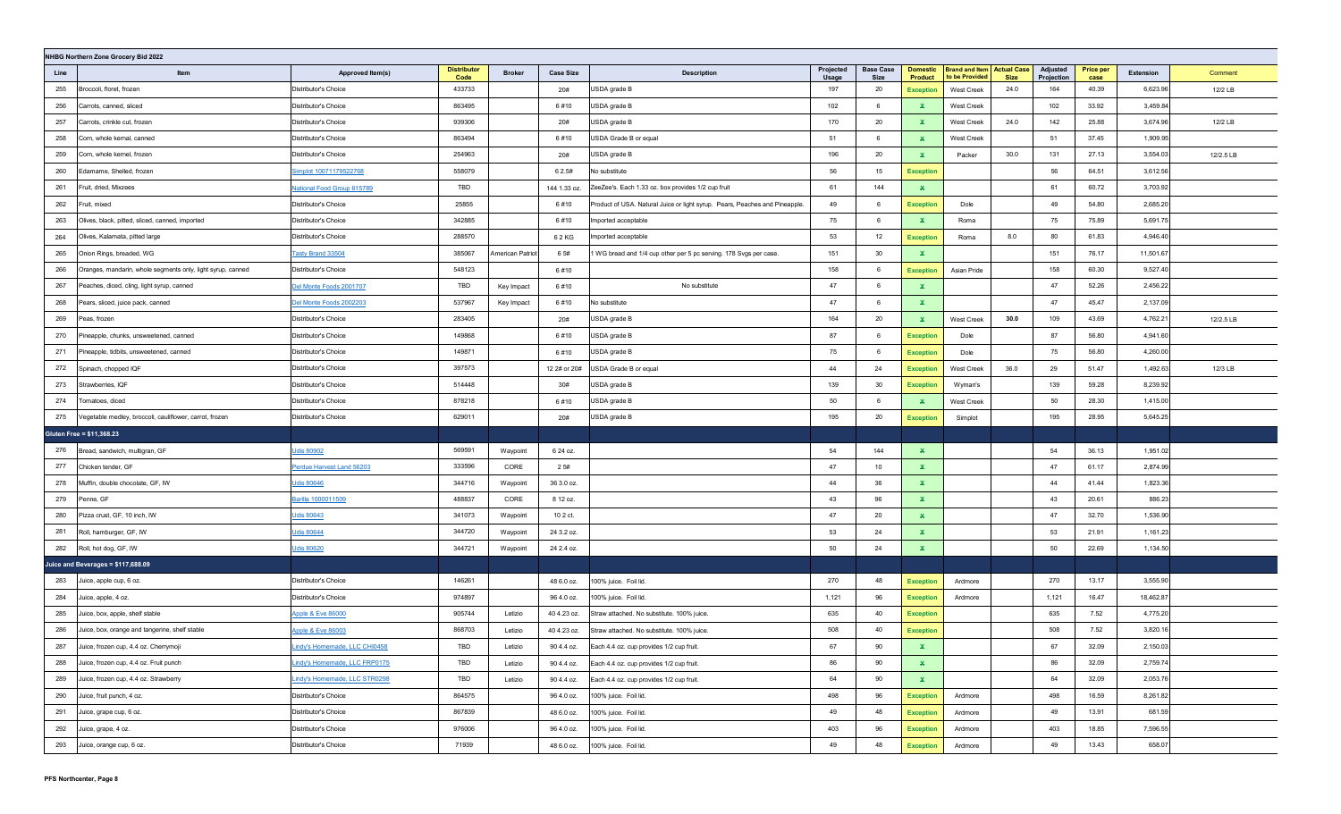**NHBG Northern Zone Grocery Bid 2022**

| Line | Item | Approved Item(s) | Distributor Code | Broker | Case Size | Description | Projected Usage | Base Case Size | Domestic Product | Brand and Item to be Provided | Actual Case Size | Adjusted Projection | Price per case | Extension | Comment |
|---|---|---|---|---|---|---|---|---|---|---|---|---|---|---|---|
| 255 | Broccoli, floret, frozen | Distributor's Choice | 433733 | | 20# | USDA grade B | 197 | 20 | Exception | West Creek | 24.0 | 164 | 40.39 | 6,623.96 | 12/2 LB |
| 256 | Carrots, canned, sliced | Distributor's Choice | 863495 | | 6 #10 | USDA grade B | 102 | 6 | X | West Creek | | 102 | 33.92 | 3,459.84 | |
| 257 | Carrots, crinkle cut, frozen | Distributor's Choice | 939306 | | 20# | USDA grade B | 170 | 20 | X | West Creek | 24.0 | 142 | 25.88 | 3,674.96 | 12/2 LB |
| 258 | Corn, whole kernal, canned | Distributor's Choice | 863494 | | 6 #10 | USDA Grade B or equal | 51 | 6 | X | West Creek | | 51 | 37.45 | 1,909.95 | |
| 259 | Corn, whole kernel, frozen | Distributor's Choice | 254963 | | 20# | USDA grade B | 196 | 20 | X | Packer | 30.0 | 131 | 27.13 | 3,554.03 | 12/2.5 LB |
| 260 | Edamame, Shelled, frozen | Simplot 10071179522768 | 558079 | | 6 2.5# | No substitute | 56 | 15 | Exception | | | 56 | 64.51 | 3,612.56 | |
| 261 | Fruit, dried, Mixzees | National Food Group 615789 | TBD | | 144 1.33 oz. | ZeeZee's. Each 1.33 oz. box provides 1/2 cup fruit | 61 | 144 | X | | | 61 | 60.72 | 3,703.92 | |
| 262 | Fruit, mixed | Distributor's Choice | 25855 | | 6 #10 | Product of USA. Natural Juice or light syrup. Pears, Peaches and Pineapple. | 49 | 6 | Exception | Dole | | 49 | 54.80 | 2,685.20 | |
| 263 | Olives, black, pitted, sliced, canned, imported | Distributor's Choice | 342885 | | 6 #10 | Imported acceptable | 75 | 6 | X | Roma | | 75 | 75.89 | 5,691.75 | |
| 264 | Olives, Kalamata, pitted large | Distributor's Choice | 288570 | | 6 2 KG | Imported acceptable | 53 | 12 | Exception | Roma | 8.0 | 80 | 61.83 | 4,946.40 | |
| 265 | Onion Rings, breaded, WG | Tasty Brand 33504 | 385067 | American Patriot | 6 5# | 1 WG bread and 1/4 cup other per 5 pc serving. 178 Svgs per case. | 151 | 30 | X | | | 151 | 76.17 | 11,501.67 | |
| 266 | Oranges, mandarin, whole segments only, light syrup, canned | Distributor's Choice | 548123 | | 6 #10 | | 158 | 6 | Exception | Asian Pride | | 158 | 60.30 | 9,527.40 | |
| 267 | Peaches, diced, cling, light syrup, canned | Del Monte Foods 2001707 | TBD | Key Impact | 6 #10 | No substitute | 47 | 6 | X | | | 47 | 52.26 | 2,456.22 | |
| 268 | Pears, sliced, juice pack, canned | Del Monte Foods 2002203 | 537967 | Key Impact | 6 #10 | No substitute | 47 | 6 | X | | | 47 | 45.47 | 2,137.09 | |
| 269 | Peas, frozen | Distributor's Choice | 283405 | | 20# | USDA grade B | 164 | 20 | X | West Creek | 30.0 | 109 | 43.69 | 4,762.21 | 12/2.5 LB |
| 270 | Pineapple, chunks, unsweetened, canned | Distributor's Choice | 149868 | | 6 #10 | USDA grade B | 87 | 6 | Exception | Dole | | 87 | 56.80 | 4,941.60 | |
| 271 | Pineapple, tidbits, unsweetened, canned | Distributor's Choice | 149871 | | 6 #10 | USDA grade B | 75 | 6 | Exception | Dole | | 75 | 56.80 | 4,260.00 | |
| 272 | Spinach, chopped IQF | Distributor's Choice | 397573 | | 12 2# or 20# | USDA Grade B or equal | 44 | 24 | Exception | West Creek | 36.0 | 29 | 51.47 | 1,492.63 | 12/3 LB |
| 273 | Strawberries, IQF | Distributor's Choice | 514448 | | 30# | USDA grade B | 139 | 30 | Exception | Wyman's | | 139 | 59.28 | 8,239.92 | |
| 274 | Tomatoes, diced | Distributor's Choice | 878218 | | 6 #10 | USDA grade B | 50 | 6 | X | West Creek | | 50 | 28.30 | 1,415.00 | |
| 275 | Vegetable medley, broccoli, cauliflower, carrot, frozen | Distributor's Choice | 629011 | | 20# | USDA grade B | 195 | 20 | Exception | Simplot | | 195 | 28.95 | 5,645.25 | |
| **Gluten Free = $11,368.23** | | | | | | | | | | | | | | | |
| 276 | Bread, sandwich, multigran, GF | Udis 80902 | 569591 | Waypoint | 6 24 oz. | | 54 | 144 | X | | | 54 | 36.13 | 1,951.02 | |
| 277 | Chicken tender, GF | Perdue Harvest Land 56203 | 333596 | CORE | 2 5# | | 47 | 10 | X | | | 47 | 61.17 | 2,874.99 | |
| 278 | Muffin, double chocolate, GF, IW | Udis 80646 | 344716 | Waypoint | 36 3.0 oz. | | 44 | 36 | X | | | 44 | 41.44 | 1,823.36 | |
| 279 | Penne, GF | Barilla 1000011509 | 488837 | CORE | 8 12 oz. | | 43 | 96 | X | | | 43 | 20.61 | 886.23 | |
| 280 | Pizza crust, GF, 10 inch, IW | Udis 80643 | 341073 | Waypoint | 10 2 ct. | | 47 | 20 | X | | | 47 | 32.70 | 1,536.90 | |
| 281 | Roll, hamburger, GF, IW | Udis 80644 | 344720 | Waypoint | 24 3.2 oz. | | 53 | 24 | X | | | 53 | 21.91 | 1,161.23 | |
| 282 | Roll, hot dog, GF, IW | Udis 80620 | 344721 | Waypoint | 24 2.4 oz. | | 50 | 24 | X | | | 50 | 22.69 | 1,134.50 | |
| **Juice and Beverages = $117,688.09** | | | | | | | | | | | | | | | |
| 283 | Juice, apple cup, 6 oz. | Distributor's Choice | 146261 | | 48 6.0 oz. | 100% juice. Foil lid. | 270 | 48 | Exception | Ardmore | | 270 | 13.17 | 3,555.90 | |
| 284 | Juice, apple, 4 oz. | Distributor's Choice | 974897 | | 96 4.0 oz. | 100% juice. Foil lid. | 1,121 | 96 | Exception | Ardmore | | 1,121 | 16.47 | 18,462.87 | |
| 285 | Juice, box, apple, shelf stable | Apple & Eve 86000 | 905744 | Letizio | 40 4.23 oz. | Straw attached. No substitute. 100% juice. | 635 | 40 | Exception | | | 635 | 7.52 | 4,775.20 | |
| 286 | Juice, box, orange and tangerine, shelf stable | Apple & Eve 86003 | 868703 | Letizio | 40 4.23 oz. | Straw attached. No substitute. 100% juice. | 508 | 40 | Exception | | | 508 | 7.52 | 3,820.16 | |
| 287 | Juice, frozen cup, 4.4 oz. Cherrymoji | Lindy's Homemade, LLC CHI0458 | TBD | Letizio | 90 4.4 oz. | Each 4.4 oz. cup provides 1/2 cup fruit. | 67 | 90 | X | | | 67 | 32.09 | 2,150.03 | |
| 288 | Juice, frozen cup, 4.4 oz. Fruit punch | Lindy's Homemade, LLC FRP0175 | TBD | Letizio | 90 4.4 oz. | Each 4.4 oz. cup provides 1/2 cup fruit. | 86 | 90 | X | | | 86 | 32.09 | 2,759.74 | |
| 289 | Juice, frozen cup, 4.4 oz. Strawberry | Lindy's Homemade, LLC STR0298 | TBD | Letizio | 90 4.4 oz. | Each 4.4 oz. cup provides 1/2 cup fruit. | 64 | 90 | X | | | 64 | 32.09 | 2,053.76 | |
| 290 | Juice, fruit punch, 4 oz. | Distributor's Choice | 864575 | | 96 4.0 oz. | 100% juice. Foil lid. | 498 | 96 | Exception | Ardmore | | 498 | 16.59 | 8,261.82 | |
| 291 | Juice, grape cup, 6 oz. | Distributor's Choice | 867839 | | 48 6.0 oz. | 100% juice. Foil lid. | 49 | 48 | Exception | Ardmore | | 49 | 13.91 | 681.59 | |
| 292 | Juice, grape, 4 oz. | Distributor's Choice | 976006 | | 96 4.0 oz. | 100% juice. Foil lid. | 403 | 96 | Exception | Ardmore | | 403 | 18.85 | 7,596.55 | |
| 293 | Juice, orange cup, 6 oz. | Distributor's Choice | 71939 | | 48 6.0 oz. | 100% juice. Foil lid. | 49 | 48 | Exception | Ardmore | | 49 | 13.43 | 658.07 | |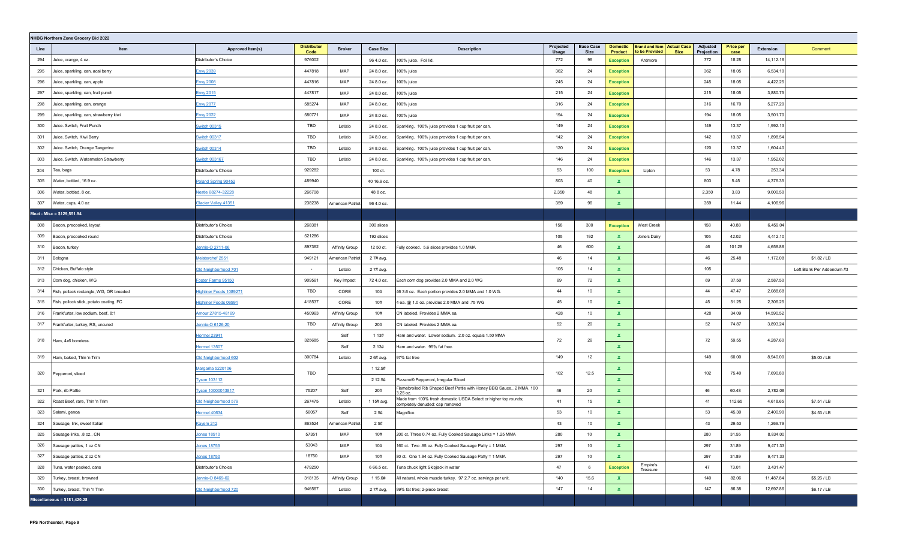| NHBG Northern Zone Grocery Bid 2022 | | | | | | | | | | | | | | | | |
|---|---|---|---|---|---|---|---|---|---|---|---|---|---|---|---|---|
| Line | Item | Approved Item(s) | Distributor Code | Broker | Case Size | Description | Projected Usage | Base Case Size | Domestic Product | Brand and Item to be Provided | Actual Case Size | Adjusted Projection | Price per case | Extension | Comment |
| 294 | Juice, orange, 4 oz. | Distributor's Choice | 976002 | | 96 4.0 oz. | 100% juice. Foil lid. | 772 | 96 | Exception | Ardmore | | 772 | 18.28 | 14,112.16 | |
| 295 | Juice, sparkling, can, acai berry | Envy 2038 | 447818 | MAP | 24 8.0 oz. | 100% juice | 362 | 24 | Exception | | | 362 | 18.05 | 6,534.10 | |
| 296 | Juice, sparkling, can, apple | Envy 2008 | 447816 | MAP | 24 8.0 oz. | 100% juice | 245 | 24 | Exception | | | 245 | 18.05 | 4,422.25 | |
| 297 | Juice, sparkling, can, fruit punch | Envy 2015 | 447817 | MAP | 24 8.0 oz. | 100% juice | 215 | 24 | Exception | | | 215 | 18.05 | 3,880.75 | |
| 298 | Juice, sparkling, can, orange | Envy 2077 | 585274 | MAP | 24 8.0 oz. | 100% juice | 316 | 24 | Exception | | | 316 | 16.70 | 5,277.20 | |
| 299 | Juice, sparkling, can, strawberry kiwi | Envy 2022 | 580771 | MAP | 24 8.0 oz. | 100% juice | 194 | 24 | Exception | | | 194 | 18.05 | 3,501.70 | |
| 300 | Juice. Switch, Fruit Punch | Switch 00315 | TBD | Letizio | 24 8.0 oz. | Sparkling. 100% juice provides 1 cup fruit per can. | 149 | 24 | Exception | | | 149 | 13.37 | 1,992.13 | |
| 301 | Juice. Switch, Kiwi Berry | Switch 00317 | TBD | Letizio | 24 8.0 oz. | Sparkling. 100% juice provides 1 cup fruit per can. | 142 | 24 | Exception | | | 142 | 13.37 | 1,898.54 | |
| 302 | Juice. Switch, Orange Tangerine | Switch 00314 | TBD | Letizio | 24 8.0 oz. | Sparkling. 100% juice provides 1 cup fruit per can. | 120 | 24 | Exception | | | 120 | 13.37 | 1,604.40 | |
| 303 | Juice. Switch, Watermelon Strawberry | Switch 003167 | TBD | Letizio | 24 8.0 oz. | Sparkling. 100% juice provides 1 cup fruit per can. | 146 | 24 | Exception | | | 146 | 13.37 | 1,952.02 | |
| 304 | Tea, bags | Distributor's Choice | 929282 | | 100 ct. | | 53 | 100 | Exception | Lipton | | 53 | 4.78 | 253.34 | |
| 305 | Water, bottled, 16.9 oz. | Poland Spring 90452 | 489940 | | 40 16.9 oz. | | 803 | 40 | X | | | 803 | 5.45 | 4,376.35 | |
| 306 | Water, bottled, 8 oz. | Nestle 68274-32228 | 266708 | | 48 8 oz. | | 2,350 | 48 | X | | | 2,350 | 3.83 | 9,000.50 | |
| 307 | Water, cups, 4.0 oz | Glacier Valley 41351 | 238238 | American Patriot | 96 4.0 oz. | | 359 | 96 | X | | | 359 | 11.44 | 4,106.96 | |
| Meat - Misc = $129,551.94 | | | | | | | | | | | | | | | |
| 308 | Bacon, precooked, layout | Distributor's Choice | 268381 | | 300 slices | | 158 | 300 | Exception | West Creek | | 158 | 40.88 | 6,459.04 | |
| 309 | Bacon, precooked round | Distributor's Choice | 521286 | | 192 slices | | 105 | 192 | X | Jone's Dairy | | 105 | 42.02 | 4,412.10 | |
| 310 | Bacon, turkey | Jennie-O 2711-06 | 897362 | Affinity Group | 12 50 ct. | Fully cooked. 5.6 slices provides 1.0 MMA | 46 | 600 | X | | | 46 | 101.28 | 4,658.88 | |
| 311 | Bologna | Meisterchef 2551 | 949121 | American Patriot | 2 7# avg. | | 46 | 14 | X | | | 46 | 25.48 | 1,172.08 | $1.82 / LB |
| 312 | Chicken, Buffalo style | Old Neighborhood 701 | - | Letizio | 2 7# avg. | | 105 | 14 | X | | | 105 | | | Left Blank Per Addendum #3 |
| 313 | Corn dog, chicken, WG | Foster Farms 95150 | 909561 | Key Impact | 72 4.0 oz. | Each corn dog provides 2.0 MMA and 2.0 WG | 69 | 72 | X | | | 69 | 37.50 | 2,587.50 | |
| 314 | Fish, pollack rectangle, WG, OR breaded | Highliner Foods 1089271 | TBD | CORE | 10# | 46 3.6 oz. Each portion provides 2.0 MMA and 1.0 WG. | 44 | 10 | X | | | 44 | 47.47 | 2,088.68 | |
| 315 | Fish, pollock stick, potato coating, FC | Highliner Foods 06591 | 418537 | CORE | 10# | 4 ea. @ 1.0 oz. provides 2.0 MMA and .75 WG | 45 | 10 | X | | | 45 | 51.25 | 2,306.25 | |
| 316 | Frankfurter, low sodium, beef, 8:1 | Amour 27815-48169 | 450963 | Affinity Group | 10# | CN labeled. Provides 2 MMA ea. | 428 | 10 | X | | | 428 | 34.09 | 14,590.52 | |
| 317 | Frankfurter, turkey, RS, uncured | Jennie-O 6126-20 | TBD | Affinity Group | 20# | CN labeled. Provides 2 MMA ea. | 52 | 20 | X | | | 52 | 74.87 | 3,893.24 | |
| 318 | Ham, 4x6 boneless. | Hormel 23941 | 325685 | Self | 1 13# | Ham and water. Lower sodium. 2.0 oz. equals 1.50 MMA | 72 | 26 | X | | | 72 | 59.55 | 4,287.60 | |
| | | Hormel 13507 | | Self | 2 13# | Ham and water. 95% fat free. | | | X | | | | | | |
| 319 | Ham, baked, Thin 'n Trim | Old Neighborhood 602 | 300784 | Letizio | 2 6# avg. | 97% fat free | 149 | 12 | X | | | 149 | 60.00 | 8,940.00 | $5.00 / LB |
| 320 | Pepperoni, sliced | Margarita 5220106 | TBD | | 1 12.5# | | 102 | 12.5 | X | | | 102 | 75.40 | 7,690.80 | |
| | | Tyson 103112 | | | 2 12.5# | Pizzano® Pepperoni, Irregular Sliced | | | X | | | | | | |
| 321 | Pork, rib Pattie | Tyson 10000013817 | 75207 | Self | 20# | Flamebroiled Rib Shaped Beef Pattie with Honey BBQ Sauce,. 2 MMA. 100 3.25 oz. | 46 | 20 | X | | | 46 | 60.48 | 2,782.08 | |
| 322 | Roast Beef, rare, Thin 'n Trim | Old Neighborhood 579 | 267475 | Letizio | 1 15# avg. | Made from 100% fresh domestic USDA Select or higher top rounds; completely denuded; cap removed | 41 | 15 | X | | | 41 | 112.65 | 4,618.65 | $7.51 / LB |
| 323 | Salami, genoa | Hormel 40634 | 56057 | Self | 2 5# | Magnifico | 53 | 10 | X | | | 53 | 45.30 | 2,400.90 | $4.53 / LB |
| 324 | Sausage, link, sweet Italian | Kayem 212 | 863524 | American Patriot | 2 5# | | 43 | 10 | X | | | 43 | 29.53 | 1,269.79 | |
| 325 | Sausage links, .8 oz., CN | Jones 18510 | 57351 | MAP | 10# | 200 ct. Three 0.74 oz. Fully Cooked Sausage Links = 1.25 MMA | 280 | 10 | X | | | 280 | 31.55 | 8,834.00 | |
| 326 | Sausage patties, 1 oz CN | Jones 18755 | 53043 | MAP | 10# | 160 ct. Two .95 oz. Fully Cooked Sausage Patty = 1 MMA | 297 | 10 | X | | | 297 | 31.89 | 9,471.33 | |
| 327 | Sausage patties, 2 oz CN | Jones 18750 | 18750 | MAP | 10# | 80 ct. One 1.94 oz. Fully Cooked Sausage Patty = 1 MMA | 297 | 10 | X | | | 297 | 31.89 | 9,471.33 | |
| 328 | Tuna, water packed, cans | Distributor's Choice | 479250 | | 6 66.5 oz. | Tuna chuck light Skipjack in water | 47 | 6 | Exception | Empire's Treasure | | 47 | 73.01 | 3,431.47 | |
| 329 | Turkey, breast, browned | Jennie-O 8469-02 | 318135 | Affinity Group | 1 15.6# | All natural, whole muscle turkey. 97 2.7 oz. servings per unit. | 140 | 15.6 | X | | | 140 | 82.06 | 11,487.84 | $5.26 / LB |
| 330 | Turkey, breast, Thin 'n Trim | Old Neighborhood 720 | 946567 | Letizio | 2 7# avg. | 99% fat free; 2-piece breast | 147 | 14 | X | | | 147 | 86.38 | 12,697.86 | $6.17 / LB |
| Miscellaneous = $181,420.28 | | | | | | | | | | | | | | | |

PFS Northcenter, Page 9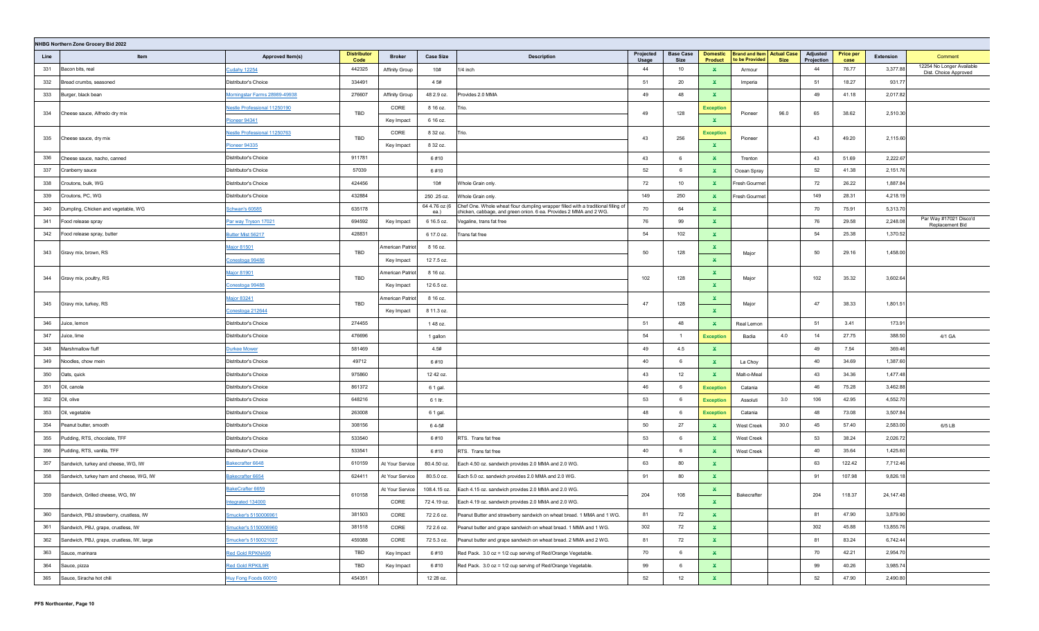## NHBG Northern Zone Grocery Bid 2022

| Line | Item | Approved Item(s) | Distributor Code | Broker | Case Size | Description | Projected Usage | Base Case Size | Domestic Product | Brand and Item to be Provided | Actual Case Size | Adjusted Projection | Price per case | Extension | Comment |
|---|---|---|---|---|---|---|---|---|---|---|---|---|---|---|---|
| 331 | Bacon bits, real | Cudahy 12254 | 442325 | Affinity Group | 10# | 1/4 inch | 44 | 10 | X | Armour | | 44 | 76.77 | 3,377.88 | 12254 No Longer Available Dist. Choice Approved |
| 332 | Bread crumbs, seasoned | Distributor's Choice | 334491 | | 4 5# | | 51 | 20 | X | Imperia | | 51 | 18.27 | 931.77 | |
| 333 | Burger, black bean | Morningstar Farms 28989-49938 | 276607 | Affinity Group | 48 2.9 oz. | Provides 2.0 MMA | 49 | 48 | X | | | 49 | 41.18 | 2,017.82 | |
| 334 | Cheese sauce, Alfredo dry mix | Nestle Professional 11250190 | TBD | CORE | 8 16 oz. | Trio. | 49 | 128 | Exception | Pioneer | 96.0 | 65 | 38.62 | 2,510.30 | |
| | | Pioneer 94341 | | Key Impact | 6 16 oz. | | | | X | | | | | | |
| 335 | Cheese sauce, dry mix | Nestle Professional 11250763 | TBD | CORE | 8 32 oz. | Trio. | 43 | 256 | Exception | Pioneer | | 43 | 49.20 | 2,115.60 | |
| | | Pioneer 94335 | | Key Impact | 8 32 oz. | | | | X | | | | | | |
| 336 | Cheese sauce, nacho, canned | Distributor's Choice | 911781 | | 6 #10 | | 43 | 6 | X | Trenton | | 43 | 51.69 | 2,222.67 | |
| 337 | Cranberry sauce | Distributor's Choice | 57039 | | 6 #10 | | 52 | 6 | X | Ocean Spray | | 52 | 41.38 | 2,151.76 | |
| 338 | Croutons, bulk, WG | Distributor's Choice | 424456 | | 10# | Whole Grain only. | 72 | 10 | X | Fresh Gourmet | | 72 | 26.22 | 1,887.84 | |
| 339 | Croutons, PC, WG | Distributor's Choice | 432884 | | 250 .25 oz. | Whole Grain only. | 149 | 250 | X | Fresh Gourmet | | 149 | 28.31 | 4,218.19 | |
| 340 | Dumpling, Chicken and vegetable, WG | Schwan's 60585 | 635178 | | 64 4.76 oz (6 ea.) | Chef One. Whole wheat flour dumpling wrapper filled with a traditional filling of chicken, cabbage, and green onion. 6 ea. Provides 2 MMA and 2 WG. | 70 | 64 | X | | | 70 | 75.91 | 5,313.70 | |
| 341 | Food release spray | Par way Tryson 17021 | 694592 | Key Impact | 6 16.5 oz. | Vegaline, trans fat free | 76 | 99 | X | | | 76 | 29.58 | 2,248.08 | Par Way #17021 Disco'd Replacement Bid |
| 342 | Food release spray, butter | Butter Mist 56217 | 428831 | | 6 17.0 oz. | Trans fat free | 54 | 102 | X | | | 54 | 25.38 | 1,370.52 | |
| 343 | Gravy mix, brown, RS | Major 81501 | TBD | American Patriot | 8 16 oz. | | 50 | 128 | X | Major | | 50 | 29.16 | 1,458.00 | |
| | | Conestoga 99486 | | Key Impact | 12 7.5 oz. | | | | X | | | | | | |
| 344 | Gravy mix, poultry, RS | Major 81901 | TBD | American Patriot | 8 16 oz. | | 102 | 128 | X | Major | | 102 | 35.32 | 3,602.64 | |
| | | Conestoga 99488 | | Key Impact | 12 6.5 oz. | | | | X | | | | | | |
| 345 | Gravy mix, turkey, RS | Major 83241 | TBD | American Patriot | 8 16 oz. | | 47 | 128 | X | Major | | 47 | 38.33 | 1,801.51 | |
| | | Conestoga 212644 | | Key Impact | 8 11.3 oz. | | | | X | | | | | | |
| 346 | Juice, lemon | Distributor's Choice | 274455 | | 1 48 oz. | | 51 | 48 | X | Real Lemon | | 51 | 3.41 | 173.91 | |
| 347 | Juice, lime | Distributor's Choice | 476696 | | 1 gallon | | 54 | 1 | Exception | Badia | 4.0 | 14 | 27.75 | 388.50 | 4/1 GA |
| 348 | Marshmallow fluff | Durkee Mower | 581469 | | 4.5# | | 49 | 4.5 | X | | | 49 | 7.54 | 369.46 | |
| 349 | Noodles, chow mein | Distributor's Choice | 49712 | | 6 #10 | | 40 | 6 | X | La Choy | | 40 | 34.69 | 1,387.60 | |
| 350 | Oats, quick | Distributor's Choice | 975860 | | 12 42 oz. | | 43 | 12 | X | Malt-o-Meal | | 43 | 34.36 | 1,477.48 | |
| 351 | Oil, canola | Distributor's Choice | 861372 | | 6 1 gal. | | 46 | 6 | Exception | Catania | | 46 | 75.28 | 3,462.88 | |
| 352 | Oil, olive | Distributor's Choice | 648216 | | 6 1 ltr. | | 53 | 6 | Exception | Assoluti | 3.0 | 106 | 42.95 | 4,552.70 | |
| 353 | Oil, vegetable | Distributor's Choice | 263008 | | 6 1 gal. | | 48 | 6 | Exception | Catania | | 48 | 73.08 | 3,507.84 | |
| 354 | Peanut butter, smooth | Distributor's Choice | 308156 | | 6 4-5# | | 50 | 27 | X | West Creek | 30.0 | 45 | 57.40 | 2,583.00 | 6/5 LB |
| 355 | Pudding, RTS, chocolate, TFF | Distributor's Choice | 533540 | | 6 #10 | RTS. Trans fat free | 53 | 6 | X | West Creek | | 53 | 38.24 | 2,026.72 | |
| 356 | Pudding, RTS, vanilla, TFF | Distributor's Choice | 533541 | | 6 #10 | RTS. Trans fat free | 40 | 6 | X | West Creek | | 40 | 35.64 | 1,425.60 | |
| 357 | Sandwich, turkey and cheese, WG, IW | Bakecrafter 6648 | 610159 | At Your Service | 80 4.50 oz. | Each 4.50 oz. sandwich provides 2.0 MMA and 2.0 WG. | 63 | 80 | X | | | 63 | 122.42 | 7,712.46 | |
| 358 | Sandwich, turkey ham and cheese, WG, IW | Bakecrafter 6654 | 624411 | At Your Service | 80 5.0 oz. | Each 5.0 oz. sandwich provides 2.0 MMA and 2.0 WG. | 91 | 80 | X | | | 91 | 107.98 | 9,826.18 | |
| 359 | Sandwich, Grilled cheese, WG, IW | BakeCrafter 6659 | 610158 | At Your Service | 108 4.15 oz. | Each 4.15 oz. sandwich provides 2.0 MMA and 2.0 WG. | 204 | 108 | X | Bakecrafter | | 204 | 118.37 | 24,147.48 | |
| | | Integrated 134000 | | CORE | 72 4.19 oz. | Each 4.19 oz. sandwich provides 2.0 MMA and 2.0 WG. | | | X | | | | | | |
| 360 | Sandwich, PBJ strawberry, crustless, IW | Smucker's 5150006961 | 381503 | CORE | 72 2.6 oz. | Peanut Butter and strawberry sandwich on wheat bread. 1 MMA and 1 WG. | 81 | 72 | X | | | 81 | 47.90 | 3,879.90 | |
| 361 | Sandwich, PBJ, grape, crustless, IW | Smucker's 5150006960 | 381518 | CORE | 72 2.6 oz. | Peanut butter and grape sandwich on wheat bread. 1 MMA and 1 WG. | 302 | 72 | X | | | 302 | 45.88 | 13,855.76 | |
| 362 | Sandwich, PBJ, grape, crustless, IW, large | Smucker's 5150021027 | 459388 | CORE | 72 5.3 oz. | Peanut butter and grape sandwich on wheat bread. 2 MMA and 2 WG. | 81 | 72 | X | | | 81 | 83.24 | 6,742.44 | |
| 363 | Sauce, marinara | Red Gold RPKNA99 | TBD | Key Impact | 6 #10 | Red Pack. 3.0 oz = 1/2 cup serving of Red/Orange Vegetable. | 70 | 6 | X | | | 70 | 42.21 | 2,954.70 | |
| 364 | Sauce, pizza | Red Gold RPKIL9R | TBD | Key Impact | 6 #10 | Red Pack. 3.0 oz = 1/2 cup serving of Red/Orange Vegetable. | 99 | 6 | X | | | 99 | 40.26 | 3,985.74 | |
| 365 | Sauce, Siracha hot chili | Huy Fong Foods 60010 | 454351 | | 12 28 oz. | | 52 | 12 | X | | | 52 | 47.90 | 2,490.80 | |

PFS Northcenter, Page 10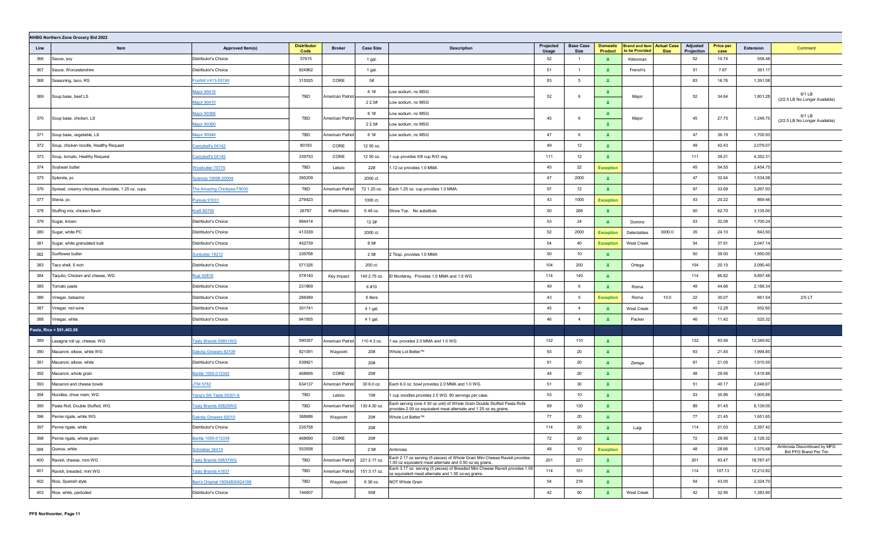| NHBG Northern Zone Grocery Bid 2022 | | | | | | | | | | | | | | | | |
|---|---|---|---|---|---|---|---|---|---|---|---|---|---|---|---|---|
| Line | Item | Approved Item(s) | Distributor Code | Broker | Case Size | Description | Projected Usage | Base Case Size | Domestic Product | Brand and Item to be Provided | Actual Case Size | Adjusted Projection | Price per case | Extension | Comment |
| 366 | Sauce, soy | Distributor's Choice | 57615 | | 1 gal. | | 52 | 1 | X | Kikkoman | | 52 | 10.74 | 558.48 | |
| 367 | Sauce, Worcestershire | Distributor's Choice | 924962 | | 1 gal. | | 51 | 1 | X | French's | | 51 | 7.67 | 391.17 | |
| 368 | Seasoning, taco, RS | Foothill V413-05190 | 315525 | CORE | 5# | | 83 | 5 | X | | | 83 | 16.76 | 1,391.08 | |
| 369 | Soup base, beef LS | Major 90416 | TBD | American Patriot | 6 1# | Low sodium, no MSG | 52 | 6 | X | Major | | 52 | 34.64 | 1,801.28 | 6/1 LB (2/2.5 LB No Longer Available) |
| | | Major 90410 | | | 2 2.5# | Low sodium, no MSG | | | X | | | | | | |
| 370 | Soup base, chicken, LS | Major 90366 | TBD | American Patriot | 6 1# | Low sodium, no MSG | 45 | 6 | X | Major | | 45 | 27.75 | 1,248.75 | 6/1 LB (2/2.5 LB No Longer Available) |
| | | Major 90360 | | | 2 2.5# | Low sodium, no MSG | | | X | | | | | | |
| 371 | Soup base, vegetable, LS | Major 90546 | TBD | American Patriot | 6 1# | Low sodium, no MSG | 47 | 6 | X | | | 47 | 36.19 | 1,700.93 | |
| 372 | Soup, chicken noodle, Healthy Request | Campbell's 04142 | 80183 | CORE | 12 50 oz. | | 49 | 12 | X | | | 49 | 42.43 | 2,079.07 | |
| 373 | Soup, tomato, Healthy Request | Campbell's 04145 | 339753 | CORE | 12 50 oz. | 1 cup provides 5/8 cup R/O veg. | 111 | 12 | X | | | 111 | 39.21 | 4,352.31 | |
| 374 | Soybean butter | Wowbutter 70770 | TBD | Letizio | 22# | 1.12 oz provides 1.0 MMA | 45 | 22 | Exception | | | 45 | 54.55 | 2,454.75 | |
| 375 | Splenda, pc | Splenda 19098-20004 | 395209 | | 2000 ct. | | 47 | 2000 | X | | | 47 | 32.64 | 1,534.08 | |
| 376 | Spread, creamy chickpea, chocolate, 1.25 oz. cups. | The Amazing Chickpea F9030 | TBD | American Patriot | 72 1.25 oz. | Each 1.25 oz. cup provides 1.0 MMA. | 97 | 72 | X | | | 97 | 33.69 | 3,267.93 | |
| 377 | Stevia, pc | Purevia 91031 | 276423 | | 1000 ct. | | 43 | 1000 | Exception | | | 43 | 20.22 | 869.46 | |
| 378 | Stuffing mix, chicken flavor | Kraft 80705 | 26797 | Kraft/Heinz | 6 48 oz. | Stove Top. No substitute | 50 | 288 | X | | | 50 | 62.70 | 3,135.00 | |
| 379 | Sugar, brown | Distributor's Choice | 994414 | | 12 2# | | 53 | 24 | X | Domino | | 53 | 32.08 | 1,700.24 | |
| 380 | Sugar, white PC | Distributor's Choice | 413339 | | 2000 ct. | | 52 | 2000 | Exception | Delectables | 3000.0 | 35 | 24.10 | 843.50 | |
| 381 | Sugar, white granulated bulk | Distributor's Choice | 452739 | | 8 5# | | 54 | 40 | Exception | West Creek | | 54 | 37.91 | 2,047.14 | |
| 382 | Sunflower butter | Sunbutter 19212 | 339768 | | 2 5# | 2 Tbsp. provides 1.0 MMA | 50 | 10 | X | | | 50 | 39.00 | 1,950.00 | |
| 383 | Taco shell, 5 inch | Distributor's Choice | 571326 | | 200 ct. | | 104 | 200 | X | Ortega | | 104 | 20.10 | 2,090.40 | |
| 384 | Taquito, Chicken and cheese, WG | Ruiz 40818 | 578140 | Key Impact | 140 2.75 oz. | El Monterey. Provides 1.0 MMA and 1.0 WG | 114 | 140 | X | | | 114 | 86.82 | 9,897.48 | |
| 385 | Tomato paste | Distributor's Choice | 231869 | | 6 #10 | | 49 | 6 | X | Roma | | 49 | 44.66 | 2,188.34 | |
| 386 | Vinegar, balsamic | Distributor's Choice | 288489 | | 5 liters | | 43 | 5 | Exception | Roma | 10.0 | 22 | 30.07 | 661.54 | 2/5 LT |
| 387 | Vinegar, red wine | Distributor's Choice | 301741 | | 4 1 gal. | | 45 | 4 | X | West Creek | | 45 | 12.28 | 552.60 | |
| 388 | Vinegar, white | Distributor's Choice | 941855 | | 4 1 gal. | | 46 | 4 | X | Packer | | 46 | 11.42 | 525.32 | |
| **Pasta, Rice = $91,463.08** | | | | | | | | | | | | | | | |
| 389 | Lasagna roll up, cheese, WG | Tasty Brands 00801WG | 590357 | American Patriot | 110 4.3 oz. | 1 ea. provides 2.0 MMA and 1.0 WG | 132 | 110 | X | | | 132 | 93.56 | 12,349.92 | |
| 390 | Macaroni, elbow, white WG | Dakota Growers 92109 | 921091 | Waypoint | 20# | Whole Lot Better™ | 93 | 20 | X | | | 93 | 21.45 | 1,994.85 | |
| 391 | Macaroni, elbow, white | Distributor's Choice | 539921 | | 20# | | 91 | 20 | X | Zerega | | 91 | 21.05 | 1,915.55 | |
| 392 | Macaroni, whole grain | Barilla 1000-013342 | 468695 | CORE | 20# | | 48 | 20 | X | | | 48 | 29.56 | 1,418.88 | |
| 393 | Macaroni and cheese bowls | JTM 5782 | 634137 | American Patriot | 30 6.0 oz. | Each 6.0 oz. bowl provides 2.0 MMA and 1.0 WG. | 51 | 30 | X | | | 51 | 40.17 | 2,048.67 | |
| 394 | Noodles, chow mein, WG | Yang's 5th Taste 00301-6 | TBD | Letizio | 10# | 1 cup noodles provides 2.0 WG. 80 servings per case. | 53 | 10 | X | | | 53 | 35.96 | 1,905.88 | |
| 395 | Pasta Roll, Double Stuffed, WG | Tasty Brands 00825WG | TBD | American Patriot | 130 4.30 oz. | Each serving (one 4 30 oz unit) of Whole Grain Double Stuffed Pasta Rolls provides 2.00 oz equivalent meat alternate and 1 25 oz eq grains. | 89 | 130 | X | | | 89 | 91.45 | 8,139.05 | |
| 396 | Penne rigate, white WG | Dakota Growers 92010 | 388686 | Waypoint | 20# | Whole Lot Better™ | 77 | 20 | X | | | 77 | 21.45 | 1,651.65 | |
| 397 | Penne rigate, white | Distributor's Choice | 235758 | | 20# | | 114 | 20 | X | Luigi | | 114 | 21.03 | 2,397.42 | |
| 398 | Penne rigate, whole grain | Barilla 1000-013339 | 468690 | CORE | 20# | | 72 | 20 | X | | | 72 | 29.56 | 2,128.32 | |
| 399 | Quinoa, white | Schreiber 34415 | 553558 | | 2 5# | Ambrosia | 48 | 10 | Exception | | | 48 | 28.66 | 1,375.68 | Ambrosia Discontinued by MFG Bid PFG Brand Per Tim |
| 400 | Ravioli, cheese, mini WG | Tasty Brands 00837WG | TBD | American Patriot | 221 2.17 oz. | Each 2.17 oz serving (5 pieces) of Whole Grain Mini Cheese Ravioli provides 1.00 oz equivalent meat alternate and 0.50 oz eq grains. | 201 | 221 | X | | | 201 | 93.47 | 18,787.47 | |
| 401 | Ravioli, breaded, mini WG | Tasty Brands 41837 | TBD | American Patriot | 151 3.17 oz. | Each 3.17 oz. serving (5 pieces) of Breaded Mini Cheese Ravioli provides 1.00 oz equivalent meat alternate and 1.50 oz-eq grains. | 114 | 151 | X | | | 114 | 107.13 | 12,212.82 | |
| 402 | Rice, Spanish style | Ben's Original 10054800424198 | TBD | Waypoint | 6 36 oz. | NOT Whole Grain | 54 | 216 | X | | | 54 | 43.05 | 2,324.70 | |
| 403 | Rice, white, parboiled | Distributor's Choice | 194607 | | 50# | | 42 | 50 | X | West Creek | | 42 | 32.95 | 1,383.90 | |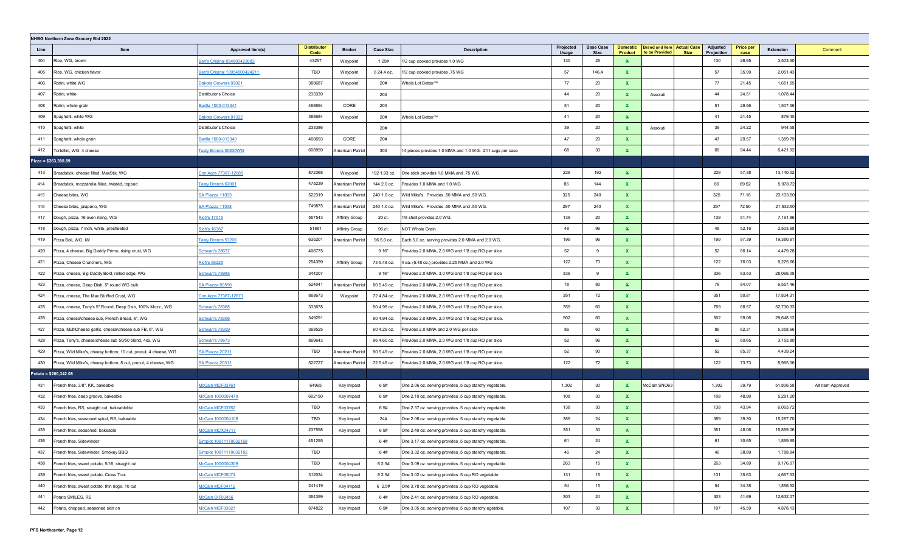| NHBG Northern Zone Grocery Bid 2022 | | | | | | | | | | | | | | | | |
|---|---|---|---|---|---|---|---|---|---|---|---|---|---|---|---|---|
| Line | Item | Approved Item(s) | Distributor Code | Broker | Case Size | Description | Projected Usage | Base Case Size | Domestic Product | Brand and Item to be Provided | Actual Case Size | Adjusted Projection | Price per case | Extension | Comment |
| 404 | Rice, WG, brown | Ben's Original 054800423682 | 43257 | Waypoint | 1 25# | 1/2 cup cooked provides 1.0 WG | 130 | 25 | X | | | 130 | 26.95 | 3,503.50 | |
| 405 | Rice, WG, chicken flavor | Ben's Original 10054800424211 | TBD | Waypoint | 6 24.4 oz. | 1/2 cup cooked provides .75 WG | 57 | 146.4 | X | | | 57 | 35.99 | 2,051.43 | |
| 406 | Rotini, white WG | Dakota Growers 92021 | 388687 | Waypoint | 20# | Whole Lot Better™ | 77 | 20 | X | | | 77 | 21.45 | 1,651.65 | |
| 407 | Rotini, white | Distributor's Choice | 233339 | | 20# | | 44 | 20 | X | Assoluti | | 44 | 24.51 | 1,078.44 | |
| 408 | Rotini, whole grain | Barilla 1000-013341 | 468694 | CORE | 20# | | 51 | 20 | X | | | 51 | 29.56 | 1,507.56 | |
| 409 | Spaghetti, white WG | Dakota Growers 91322 | 388684 | Waypoint | 20# | Whole Lot Better™ | 41 | 20 | X | | | 41 | 21.45 | 879.45 | |
| 410 | Spaghetti, white | Distributor's Choice | 233386 | | 20# | | 39 | 20 | X | Assoluti | | 39 | 24.22 | 944.58 | |
| 411 | Spaghetti, whole grain | Barilla 1000-013340 | 468693 | CORE | 20# | | 47 | 20 | X | | | 47 | 29.57 | 1,389.79 | |
| 412 | Tortellini, WG, 4 cheese | Tasty Brands 00830WG | 608959 | American Patriot | 30# | 14 pieces provides 1.0 MMA and 1.0 WG. 211 svgs per case | 68 | 30 | X | | | 68 | 94.44 | 6,421.92 | |
| Pizza = $263,398.89 | | | | | | | | | | | | | | | |
| 413 | Breadstick, cheese filled, MaxStix, WG | Con Agra 77387-12685 | 872368 | Waypoint | 192 1.93 oz. | One stick provides 1.0 MMA and .75 WG. | 229 | 192 | X | | | 229 | 57.38 | 13,140.02 | |
| 414 | Breadstick, mozzarella filled, twisted, topped | Tasty Brands 62001 | 475239 | American Patriot | 144 2.0 oz. | Provides 1.0 MMA and 1.0 WG | 86 | 144 | X | | | 86 | 69.52 | 5,978.72 | |
| 415 | Cheese bites, WG | SA Piazza 11003 | 522319 | American Patriot | 240 1.0 oz. | Wild Mike's. Provides .50 MMA and .50 WG. | 325 | 240 | X | | | 325 | 71.18 | 23,133.50 | |
| 416 | Cheese bites, jalapeno, WG | SA Piazza 11008 | 749875 | American Patriot | 240 1.0 oz. | Wild Mike's. Provides .50 MMA and .50 WG. | 297 | 240 | X | | | 297 | 72.50 | 21,532.50 | |
| 417 | Dough, pizza, 16 oven rising, WG | Rich's 17015 | 557543 | Affinity Group | 20 ct. | 1/8 shell provides 2.0 WG. | 139 | 20 | X | | | 139 | 51.74 | 7,191.86 | |
| 418 | Dough, pizza, 7 inch, white, presheeted | Rich's 16387 | 51881 | Affinity Group | 96 ct. | NOT Whole Grain | 48 | 96 | X | | | 48 | 52.16 | 2,503.68 | |
| 419 | Pizza Boli, WG, IW | Tasty Brands 53206 | 635201 | American Patriot | 96 5.0 oz. | Each 5.0 oz. serving provides 2.0 MMA and 2.0 WG. | 199 | 96 | X | | | 199 | 97.39 | 19,380.61 | |
| 420 | Pizza, 4 cheese, Big Daddy Primo, rising crust, WG | Schwan's 78637 | 406775 | | 9 16" | Provides 2.0 MMA, 2.0 WG and 1/8 cup RO per slice | 52 | 9 | X | | | 52 | 86.14 | 4,479.28 | |
| 421 | Pizza, Cheese Crunchers, WG | Rich's 65225 | 254399 | Affinity Group | 73 5.48 oz. | 4 ea. (5.48 oz.) provides 2.25 MMA and 2.0 WG | 122 | 73 | X | | | 122 | 76.03 | 9,275.66 | |
| 422 | Pizza, cheese, Big Daddy Bold, rolled edge, WG | Schwan's 78985 | 344207 | | 9 16" | Provides 2.0 MMA, 3.0 WG and 1/8 cup RO per slice | 336 | 9 | X | | | 336 | 83.53 | 28,066.08 | |
| 423 | Pizza, cheese, Deep Dish, 5" round WG bulk | SA Piazza 80550 | 524041 | American Patriot | 80 5.49 oz. | Provides 2.0 MMA, 2.0 WG and 1/8 cup RO per slice. | 78 | 80 | X | | | 78 | 84.07 | 6,557.46 | |
| 424 | Pizza, cheese, The Max Stuffed Crust, WG | Con Agra 77387-12671 | 868673 | Waypoint | 72 4.84 oz. | Provides 2.0 MMA, 2.0 WG and 1/8 cup RO per slice. | 351 | 72 | X | | | 351 | 50.81 | 17,834.31 | |
| 425 | Pizza, cheese, Tony's 5" Round, Deep Dish, 100% Mozz., WG | Schwan's 78368 | 333678 | | 60 4.98 oz. | Provides 2.0 MMA, 2.0 WG and 1/8 cup RO per slice. | 769 | 60 | X | | | 769 | 68.57 | 52,730.33 | |
| 426 | Pizza, cheese\cheese sub, French Bread, 6", WG | Schwan's 78356 | 349291 | | 60 4.94 oz. | Provides 2.0 MMA, 2.0 WG and 1/8 cup RO per slice. | 502 | 60 | X | | | 502 | 59.06 | 29,648.12 | |
| 427 | Pizza, MultiCheese garlic, cheese\cheese sub FB, 6", WG | Schwan's 78359 | 368525 | | 60 4.29 oz. | Provides 2.0 MMA and 2.0 WG per slice | 86 | 60 | X | | | 86 | 62.31 | 5,358.66 | |
| 428 | Pizza, Tony's, cheese\cheese sub 50/50 blend, 4x6, WG | Schwan's 78673 | 869643 | | 96 4.60 oz. | Provides 2.0 MMA, 2.0 WG and 1/8 cup RO per slice | 52 | 96 | X | | | 52 | 60.65 | 3,153.80 | |
| 429 | Pizza, Wild Mike's, cheesy bottom, 10 cut, precut, 4 cheese, WG | SA Piazza 20211 | TBD | American Patriot | 90 5.49 oz. | Provides 2.0 MMA, 2.0 WG and 1/8 cup RO per slice. | 52 | 90 | X | | | 52 | 85.37 | 4,439.24 | |
| 430 | Pizza, Wild Mike's, cheesy bottom, 8 cut, precut, 4 cheese, WG | SA Piazza 20311 | 522727 | American Patriot | 72 5.49 oz. | Provides 2.0 MMA, 2.0 WG and 1/8 cup RO per slice. | 122 | 72 | X | | | 122 | 73.73 | 8,995.06 | |
| Potato = $200,342.08 | | | | | | | | | | | | | | | |
| 431 | French fries, 3/8", KK, bakeable | McCain MCF03761 | 64965 | Key Impact | 6 5# | One 2.06 oz. serving provides .5 cup starchy vegetable. | 1,302 | 30 | X | McCain SNO63 | | 1,302 | 39.79 | 51,806.58 | Alt Item Approved |
| 432 | French fries, deep groove, bakeable | McCain 1000007470 | 602150 | Key Impact | 6 5# | One 2.10 oz. serving provides .5 cup starchy vegetable. | 108 | 30 | X | | | 108 | 48.90 | 5,281.20 | |
| 433 | French fries, RS, straight cut, bakeableble | McCain MCF03762 | TBD | Key Impact | 6 5# | One 2.37 oz. serving provides .5 cup starchy vegetable. | 138 | 30 | X | | | 138 | 43.94 | 6,063.72 | |
| 434 | French fries, seasoned spiral, RS, bakeable | McCain 1000004108 | TBD | Key Impact | 24# | One 2.06 oz. serving provides .5 cup starchy vegetable. | 389 | 24 | X | | | 389 | 39.30 | 15,287.70 | |
| 435 | French fries, seasoned, bakeable | McCain MCX04717 | 237598 | Key Impact | 6 5# | One 2.40 oz. serving provides .5 cup starchy vegetable. | 351 | 30 | X | | | 351 | 48.06 | 16,869.06 | |
| 436 | French fries, Sidewinder | Simplot 10071179032168 | 451295 | | 6 4# | One 3.17 oz. serving provides .5 cup starchy vegetable. | 61 | 24 | X | | | 61 | 30.65 | 1,869.65 | |
| 437 | French fries, Sidewinder, Smokey BBQ | Simplot 10071179032182 | TBD | | 6 4# | One 3.32 oz. serving provides .5 cup starchy vegetable. | 46 | 24 | X | | | 46 | 38.89 | 1,788.94 | |
| 438 | French fries, sweet potato, 5/16, straight cut | McCain 1000004309 | TBD | Key Impact | 6 2.5# | One 3.09 oz. serving provides .5 cup starchy vegetable. | 263 | 15 | X | | | 263 | 34.89 | 9,176.07 | |
| 439 | French fries, sweet potato, Cross Trax | McCain MCF05074 | 312034 | Key Impact | 6 2.5# | One 3.02 oz. serving provides .5 cup RO vegetable. | 131 | 15 | X | | | 131 | 35.63 | 4,667.53 | |
| 440 | French fries, sweet potato, thin ridge, 10 cut | McCain MCF04712 | 241419 | Key Impact | 6 2.5# | One 3.78 oz. serving provides .5 cup RO vegetable. | 54 | 15 | X | | | 54 | 34.38 | 1,856.52 | |
| 441 | Potato SMILES, RS | McCain OIF03456 | 384399 | Key Impact | 6 4# | One 2.41 oz. serving provides .5 cup RO vegetable. | 303 | 24 | X | | | 303 | 41.69 | 12,632.07 | |
| 442 | Potato, chopped, seasoned skin on | McCain MCF03927 | 874822 | Key Impact | 6 5# | One 3.05 oz. serving provides .5 cup starchy egetable. | 107 | 30 | X | | | 107 | 45.59 | 4,878.13 | |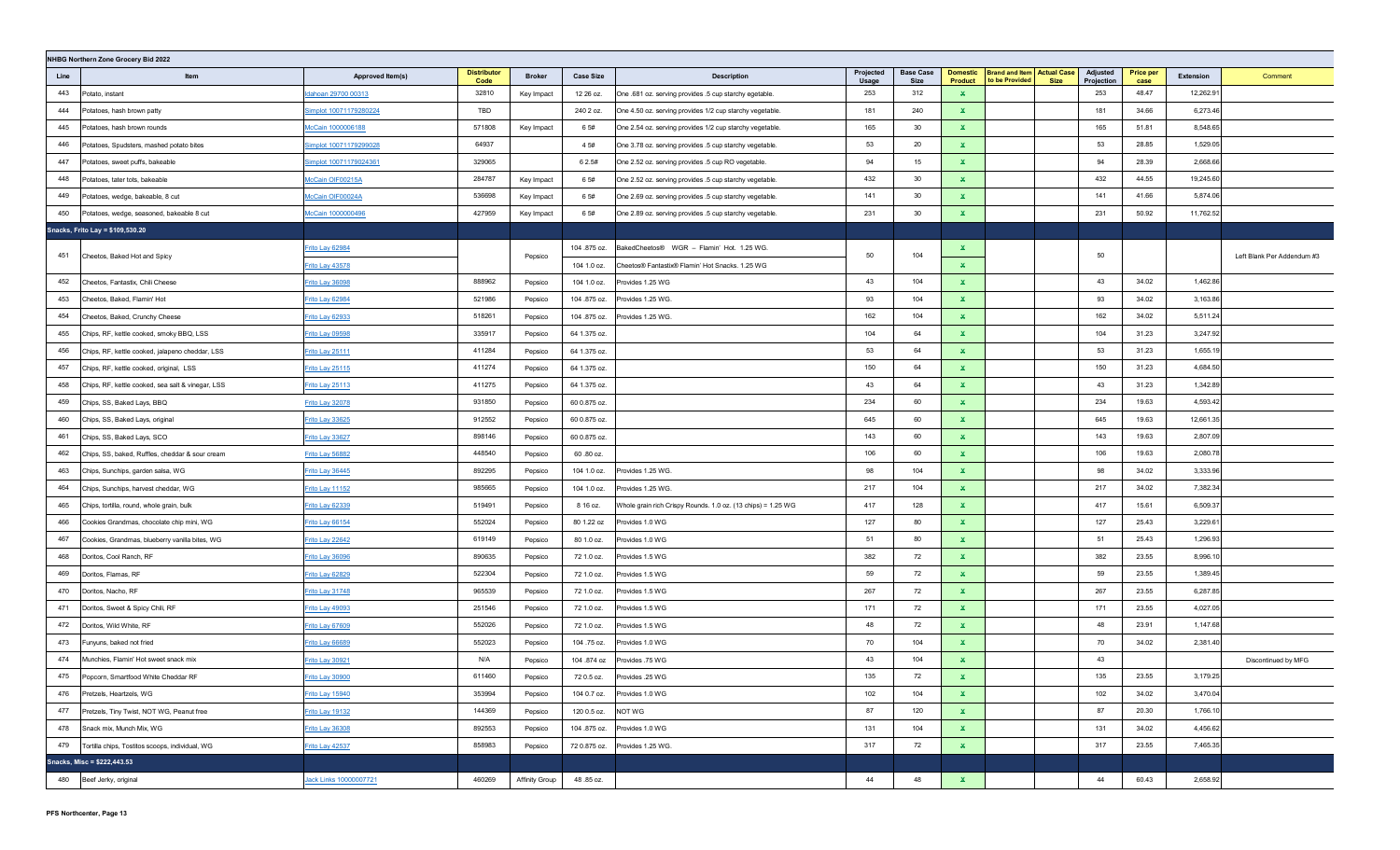**NHBG Northern Zone Grocery Bid 2022**

| Line | Item | Approved Item(s) | Distributor Code | Broker | Case Size | Description | Projected Usage | Base Case Size | Domestic Product | Brand and Item to be Provided | Actual Case Size | Adjusted Projection | Price per case | Extension | Comment |
|---|---|---|---|---|---|---|---|---|---|---|---|---|---|---|---|
| 443 | Potato, instant | Idahoan 29700 00313 | 32810 | Key Impact | 12 26 oz. | One .681 oz. serving provides .5 cup starchy egetable. | 253 | 312 | x | | | 253 | 48.47 | 12,262.91 | |
| 444 | Potatoes, hash brown patty | Simplot 10071179280224 | TBD | | 240 2 oz. | One 4.50 oz. serving provides 1/2 cup starchy vegetable. | 181 | 240 | x | | | 181 | 34.66 | 6,273.46 | |
| 445 | Potatoes, hash brown rounds | McCain 1000006188 | 571808 | Key Impact | 6 5# | One 2.54 oz. serving provides 1/2 cup starchy vegetable. | 165 | 30 | x | | | 165 | 51.81 | 8,548.65 | |
| 446 | Potatoes, Spudsters, mashed potato bites | Simplot 10071179299028 | 64937 | | 4 5# | One 3.78 oz. serving provides .5 cup starchy vegetable. | 53 | 20 | x | | | 53 | 28.85 | 1,529.05 | |
| 447 | Potatoes, sweet puffs, bakeable | Simplot 10071179024361 | 329065 | | 6 2.5# | One 2.52 oz. serving provides .5 cup RO vegetable. | 94 | 15 | x | | | 94 | 28.39 | 2,668.66 | |
| 448 | Potatoes, tater tots, bakeable | McCain OIF00215A | 284787 | Key Impact | 6 5# | One 2.52 oz. serving provides .5 cup starchy vegetable. | 432 | 30 | x | | | 432 | 44.55 | 19,245.60 | |
| 449 | Potatoes, wedge, bakeable, 8 cut | McCain OIF00024A | 536698 | Key Impact | 6 5# | One 2.69 oz. serving provides .5 cup starchy vegetable. | 141 | 30 | x | | | 141 | 41.66 | 5,874.06 | |
| 450 | Potatoes, wedge, seasoned, bakeable 8 cut | McCain 1000000496 | 427959 | Key Impact | 6 5# | One 2.89 oz. serving provides .5 cup starchy vegetable. | 231 | 30 | x | | | 231 | 50.92 | 11,762.52 | |
| **Snacks, Frito Lay = $109,530.20** | | | | | | | | | | | | | | | |
| 451 | Cheetos, Baked Hot and Spicy | Frito Lay 62984<br>Frito Lay 43578 | | Pepsico | 104 .875 oz.<br>104 1.0 oz. | BakedCheetos® WGR – Flamin' Hot. 1.25 WG.<br>Cheetos® Fantastix® Flamin' Hot Snacks. 1.25 WG | 50 | 104 | x<br>x | | | 50 | | | Left Blank Per Addendum #3 |
| 452 | Cheetos, Fantastix, Chili Cheese | Frito Lay 36098 | 888962 | Pepsico | 104 1.0 oz. | Provides 1.25 WG | 43 | 104 | x | | | 43 | 34.02 | 1,462.86 | |
| 453 | Cheetos, Baked, Flamin' Hot | Frito Lay 62984 | 521986 | Pepsico | 104 .875 oz. | Provides 1.25 WG. | 93 | 104 | x | | | 93 | 34.02 | 3,163.86 | |
| 454 | Cheetos, Baked, Crunchy Cheese | Frito Lay 62933 | 518261 | Pepsico | 104 .875 oz. | Provides 1.25 WG. | 162 | 104 | x | | | 162 | 34.02 | 5,511.24 | |
| 455 | Chips, RF, kettle cooked, smoky BBQ, LSS | Frito Lay 09598 | 335917 | Pepsico | 64 1.375 oz. | | 104 | 64 | x | | | 104 | 31.23 | 3,247.92 | |
| 456 | Chips, RF, kettle cooked, jalapeno cheddar, LSS | Frito Lay 25111 | 411284 | Pepsico | 64 1.375 oz. | | 53 | 64 | x | | | 53 | 31.23 | 1,655.19 | |
| 457 | Chips, RF, kettle cooked, original, LSS | Frito Lay 25115 | 411274 | Pepsico | 64 1.375 oz. | | 150 | 64 | x | | | 150 | 31.23 | 4,684.50 | |
| 458 | Chips, RF, kettle cooked, sea salt & vinegar, LSS | Frito Lay 25113 | 411275 | Pepsico | 64 1.375 oz. | | 43 | 64 | x | | | 43 | 31.23 | 1,342.89 | |
| 459 | Chips, SS, Baked Lays, BBQ | Frito Lay 32078 | 931850 | Pepsico | 60 0.875 oz. | | 234 | 60 | x | | | 234 | 19.63 | 4,593.42 | |
| 460 | Chips, SS, Baked Lays, original | Frito Lay 33625 | 912552 | Pepsico | 60 0.875 oz. | | 645 | 60 | x | | | 645 | 19.63 | 12,661.35 | |
| 461 | Chips, SS, Baked Lays, SCO | Frito Lay 33627 | 898146 | Pepsico | 60 0.875 oz. | | 143 | 60 | x | | | 143 | 19.63 | 2,807.09 | |
| 462 | Chips, SS, baked, Ruffles, cheddar & sour cream | Frito Lay 56882 | 448540 | Pepsico | 60 .80 oz. | | 106 | 60 | x | | | 106 | 19.63 | 2,080.78 | |
| 463 | Chips, Sunchips, garden salsa, WG | Frito Lay 36445 | 892295 | Pepsico | 104 1.0 oz. | Provides 1.25 WG. | 98 | 104 | x | | | 98 | 34.02 | 3,333.96 | |
| 464 | Chips, Sunchips, harvest cheddar, WG | Frito Lay 11152 | 985665 | Pepsico | 104 1.0 oz. | Provides 1.25 WG. | 217 | 104 | x | | | 217 | 34.02 | 7,382.34 | |
| 465 | Chips, tortilla, round, whole grain, bulk | Frito Lay 62339 | 519491 | Pepsico | 8 16 oz. | Whole grain rich Crispy Rounds. 1.0 oz. (13 chips) = 1.25 WG | 417 | 128 | x | | | 417 | 15.61 | 6,509.37 | |
| 466 | Cookies Grandmas, chocolate chip mini, WG | Frito Lay 66154 | 552024 | Pepsico | 80 1.22 oz | Provides 1.0 WG | 127 | 80 | x | | | 127 | 25.43 | 3,229.61 | |
| 467 | Cookies, Grandmas, blueberry vanilla bites, WG | Frito Lay 22842 | 619149 | Pepsico | 80 1.0 oz. | Provides 1.0 WG | 51 | 80 | x | | | 51 | 25.43 | 1,296.93 | |
| 468 | Doritos, Cool Ranch, RF | Frito Lay 36096 | 890635 | Pepsico | 72 1.0 oz. | Provides 1.5 WG | 382 | 72 | x | | | 382 | 23.55 | 8,996.10 | |
| 469 | Doritos, Flamas, RF | Frito Lay 62829 | 522304 | Pepsico | 72 1.0 oz. | Provides 1.5 WG | 59 | 72 | x | | | 59 | 23.55 | 1,389.45 | |
| 470 | Doritos, Nacho, RF | Frito Lay 31748 | 965539 | Pepsico | 72 1.0 oz. | Provides 1.5 WG | 267 | 72 | x | | | 267 | 23.55 | 6,287.85 | |
| 471 | Doritos, Sweet & Spicy Chili, RF | Frito Lay 49093 | 251546 | Pepsico | 72 1.0 oz. | Provides 1.5 WG | 171 | 72 | x | | | 171 | 23.55 | 4,027.05 | |
| 472 | Doritos, Wild White, RF | Frito Lay 67809 | 552026 | Pepsico | 72 1.0 oz. | Provides 1.5 WG | 48 | 72 | x | | | 48 | 23.91 | 1,147.68 | |
| 473 | Funyuns, baked not fried | Frito Lay 66689 | 552023 | Pepsico | 104 .75 oz. | Provides 1.0 WG | 70 | 104 | x | | | 70 | 34.02 | 2,381.40 | |
| 474 | Munchies, Flamin' Hot sweet snack mix | Frito Lay 30921 | N/A | Pepsico | 104 .874 oz | Provides .75 WG | 43 | 104 | x | | | 43 | | | Discontinued by MFG |
| 475 | Popcorn, Smartfood White Cheddar RF | Frito Lay 30900 | 611460 | Pepsico | 72 0.5 oz. | Provides .25 WG | 135 | 72 | x | | | 135 | 23.55 | 3,179.25 | |
| 476 | Pretzels, Heartzels, WG | Frito Lay 15940 | 353994 | Pepsico | 104 0.7 oz. | Provides 1.0 WG | 102 | 104 | x | | | 102 | 34.02 | 3,470.04 | |
| 477 | Pretzels, Tiny Twist, NOT WG, Peanut free | Frito Lay 19132 | 144369 | Pepsico | 120 0.5 oz. | NOT WG | 87 | 120 | x | | | 87 | 20.30 | 1,766.10 | |
| 478 | Snack mix, Munch Mix, WG | Frito Lay 36308 | 892553 | Pepsico | 104 .875 oz. | Provides 1.0 WG | 131 | 104 | x | | | 131 | 34.02 | 4,456.62 | |
| 479 | Tortilla chips, Tostitos scoops, individual, WG | Frito Lay 42537 | 858983 | Pepsico | 72 0.875 oz. | Provides 1.25 WG. | 317 | 72 | x | | | 317 | 23.55 | 7,465.35 | |
| **Snacks, Misc = $222,443.53** | | | | | | | | | | | | | | | |
| 480 | Beef Jerky, original | Jack Links 10000007721 | 460269 | Affinity Group | 48 .85 oz. | | 44 | 48 | x | | | 44 | 60.43 | 2,658.92 | |

PFS Northcenter, Page 13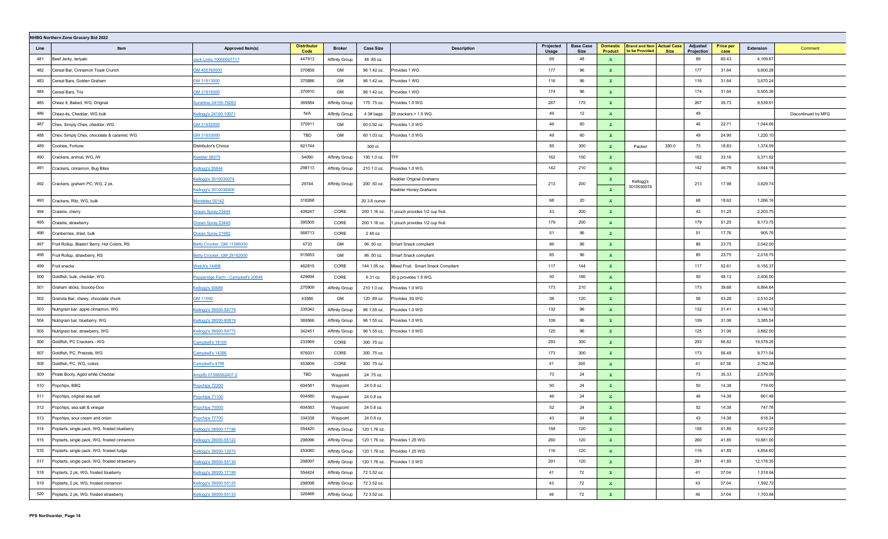**NHBG Northern Zone Grocery Bid 2022**

| Line | Item | Approved Item(s) | Distributor Code | Broker | Case Size | Description | Projected Usage | Base Case Size | Domestic Product | Brand and Item to be Provided | Actual Case Size | Adjusted Projection | Price per case | Extension | Comment |
|---|---|---|---|---|---|---|---|---|---|---|---|---|---|---|---|
| 481 | Beef Jerky, teriyaki | Jack Links 10000007717 | 447913 | Affinity Group | 48 .85 oz. | | 69 | 48 | x | | | 69 | 60.43 | 4,169.67 | |
| 482 | Cereal Bar, Cinnamon Toast Crunch | GM 455760000 | 370859 | GM | 96 1.42 oz. | Provides 1 WG | 177 | 96 | x | | | 177 | 31.64 | 5,600.28 | |
| 483 | Cereal Bars, Golden Graham | GM 31913000 | 370886 | GM | 96 1.42 oz. | Provides 1 WG | 116 | 96 | x | | | 116 | 31.64 | 3,670.24 | |
| 484 | Cereal Bars, Trix | GM 31915000 | 370910 | GM | 96 1.42 oz. | Provides 1 WG | 174 | 96 | x | | | 174 | 31.64 | 5,505.36 | |
| 485 | Cheez It, Baked, WG, Original | Sunshine 24100-79263 | 369584 | Affinity Group | 175 .75 oz. | Provides 1.0 WG | 267 | 175 | x | | | 267 | 35.73 | 9,539.91 | |
| 486 | Cheez-its, Cheddar, WG bulk | Kellogg's 24100 10971 | N/A | Affinity Group | 4 3# bags | 29 crackers = 1.5 WG. | 49 | 12 | x | | | 49 | | | Discontinued by MFG |
| 487 | Chex, Simply Chex, cheddar, WG | GM 31932000 | 370911 | GM | 60 0.92 oz. | Provides 1.0 WG | 46 | 60 | x | | | 46 | 22.71 | 1,044.66 | |
| 488 | Chex, Simply Chex, chocolate & caramel, WG | GM 31933000 | TBD | GM | 60 1.03 oz. | Provides 1.0 WG | 49 | 60 | x | | | 49 | 24.90 | 1,220.10 | |
| 489 | Cookies, Fortune | Distributor's Choice | 921744 | | 300 ct. | | 85 | 300 | x | Packer | 350.0 | 73 | 18.83 | 1,374.59 | |
| 490 | Crackers, animal, WG, IW | Keebler 98375 | 54090 | Affinity Group | 150 1.0 oz. | TFF | 162 | 150 | x | | | 162 | 33.16 | 5,371.92 | |
| 491 | Crackers, cinnamon, Bug Bites | Kellogg's 55644 | 298113 | Affinity Group | 210 1.0 oz. | Provides 1.0 WG. | 142 | 210 | x | | | 142 | 46.79 | 6,644.18 | |
| 492 | Crackers, graham PC, WG, 2 pk. | Kellogg's 3010030074<br>Kellogg's 3010038406 | 29744 | Affinity Group | 200 .50 oz. | Keebler Original Grahams<br>Keebler Honey Grahams | 213 | 200 | x<br>x | Kellogg's 3010030074 | | 213 | 17.98 | 3,829.74 | |
| 493 | Crackers, Ritz, WG, bulk | Mondelez 00142 | 318268 | | 20 3.8 ounce | | 68 | 20 | x | | | 68 | 18.62 | 1,266.16 | |
| 494 | Craisins, cherry | Ocean Spray 23444 | 409247 | CORE | 200 1.16 oz. | 1 pouch provides 1/2 cup fruit. | 43 | 200 | x | | | 43 | 51.25 | 2,203.75 | |
| 495 | Craisins, strawberry | Ocean Spray 23445 | 395505 | CORE | 200 1.16 oz. | 1 pouch provides 1/2 cup fruit. | 179 | 200 | x | | | 179 | 51.25 | 9,173.75 | |
| 496 | Cranberries, dried, bulk | Ocean Spray 21992 | 568713 | CORE | 2 48 oz. | | 51 | 96 | x | | | 51 | 17.76 | 905.76 | |
| 497 | Fruit Rollup, Blastin' Berry, Hot Colors, RS | Betty Crocker, GM 11566000 | 4733 | GM | 96 .50 oz. | Smart Snack compliant | 86 | 96 | x | | | 86 | 23.75 | 2,042.50 | |
| 498 | Fruit Rollup, strawberry, RS | Betty Crocker, GM 29162000 | 915653 | GM | 96 .50 oz. | Smart Snack compliant | 85 | 96 | x | | | 85 | 23.75 | 2,018.75 | |
| 499 | Fruit snacks | Welch's 14498 | 462815 | CORE | 144 1.55 oz. | Mixed Fruit. Smart Snack Compliant | 117 | 144 | x | | | 117 | 52.61 | 6,155.37 | |
| 500 | Goldfish, bulk, cheddar, WG | Pepperidge Farm - Campbell's 20648 | 429694 | CORE | 6 31 oz. | 30 g provides 1.5 WG. | 50 | 186 | x | | | 50 | 48.13 | 2,406.50 | |
| 501 | Graham sticks, Scooby-Doo | Kellogg's 50689 | 270909 | Affinity Group | 210 1.0 oz. | Provides 1.0 WG | 173 | 210 | x | | | 173 | 39.68 | 6,864.64 | |
| 502 | Granola Bar, chewy, chocolate chunk | GM 11590 | 43586 | GM | 120 .89 oz. | Provides .50 WG | 58 | 120 | x | | | 58 | 43.28 | 2,510.24 | |
| 503 | Nutrigrain bar, apple cinnamon, WG | Kellogg's 38000-59779 | 339342 | Affinity Group | 96 1.55 oz. | Provides 1.0 WG | 132 | 96 | x | | | 132 | 31.41 | 4,146.12 | |
| 504 | Nutrigrain bar, blueberry, WG | Kellogg's 38000-90819 | 369566 | Affinity Group | 96 1.55 oz. | Provides 1.0 WG | 109 | 96 | x | | | 109 | 31.06 | 3,385.54 | |
| 505 | Nutrigrain bar, strawberry, WG | Kellogg's 38000-59772 | 342451 | Affinity Group | 96 1.55 oz. | Provides 1.0 WG | 125 | 96 | x | | | 125 | 31.06 | 3,882.50 | |
| 506 | Goldfish, PC Crackers - WG | Campbell's 18105 | 233969 | CORE | 300 .75 oz. | | 293 | 300 | x | | | 293 | 66.82 | 19,578.26 | |
| 507 | Goldfish, PC, Pretzels, WG | Campbell's 14396 | 976031 | CORE | 300 .75 oz. | | 173 | 300 | x | | | 173 | 56.48 | 9,771.04 | |
| 508 | Goldfish, PC, WG, colors | Campbell's 4788 | 553609 | CORE | 300 .75 oz. | | 41 | 300 | x | | | 41 | 67.38 | 2,762.58 | |
| 509 | Pirate Booty, Aged white Cheddar | Amplify 01566562407 2 | TBD | Waypoint | 24 .75 oz. | | 73 | 24 | x | | | 73 | 35.33 | 2,579.09 | |
| 510 | Popchips, BBQ | Popchips 72200 | 604581 | Waypoint | 24 0.8 oz. | | 50 | 24 | x | | | 50 | 14.38 | 719.00 | |
| 511 | Popchips, original sea salt | Popchips 71100 | 604580 | Waypoint | 24 0.8 oz. | | 46 | 24 | x | | | 46 | 14.38 | 661.48 | |
| 512 | Popchips, sea salt & vinegar | Popchips 75500 | 604583 | Waypoint | 24 0.8 oz. | | 52 | 24 | x | | | 52 | 14.38 | 747.76 | |
| 513 | Popchips, sour cream and onion | Popchips 77700 | 334338 | Waypoint | 24 0.8 oz. | | 43 | 24 | x | | | 43 | 14.38 | 618.34 | |
| 514 | Poptarts, single pack, WG, frosted blueberry | Kellogg's 38000-17196 | 554420 | Affinity Group | 120 1.76 oz. | | 158 | 120 | x | | | 158 | 41.85 | 6,612.30 | |
| 515 | Poptarts, single pack, WG, frosted cinnamon | Kellogg's 38000-55122 | 298096 | Affinity Group | 120 1.76 oz. | Provides 1.25 WG. | 260 | 120 | x | | | 260 | 41.85 | 10,881.00 | |
| 516 | Poptarts, single pack, WG, frosted fudge | Kellogg's 38000-12070 | 453080 | Affinity Group | 120 1.76 oz. | Provides 1.25 WG. | 116 | 120 | x | | | 116 | 41.85 | 4,854.60 | |
| 517 | Poptarts, single pack, WG, frosted strawberry | Kellogg's 38000-55130 | 298097 | Affinity Group | 120 1.76 oz. | Provides 1.0 WG | 291 | 120 | x | | | 291 | 41.85 | 12,178.35 | |
| 518 | Poptarts, 2 pk, WG, frosted blueberry | Kellogg's 38000-17199 | 554424 | Affinity Group | 72 3.52 oz. | | 41 | 72 | x | | | 41 | 37.04 | 1,518.64 | |
| 519 | Poptarts, 2 pk, WG, frosted cinnamon | Kellogg's 38000-55125 | 298098 | Affinity Group | 72 3.52 oz. | | 43 | 72 | x | | | 43 | 37.04 | 1,592.72 | |
| 520 | Poptarts, 2 pk, WG, frosted strawberry | Kellogg's 38000-55133 | 326466 | Affinity Group | 72 3.52 oz. | | 46 | 72 | x | | | 46 | 37.04 | 1,703.84 | |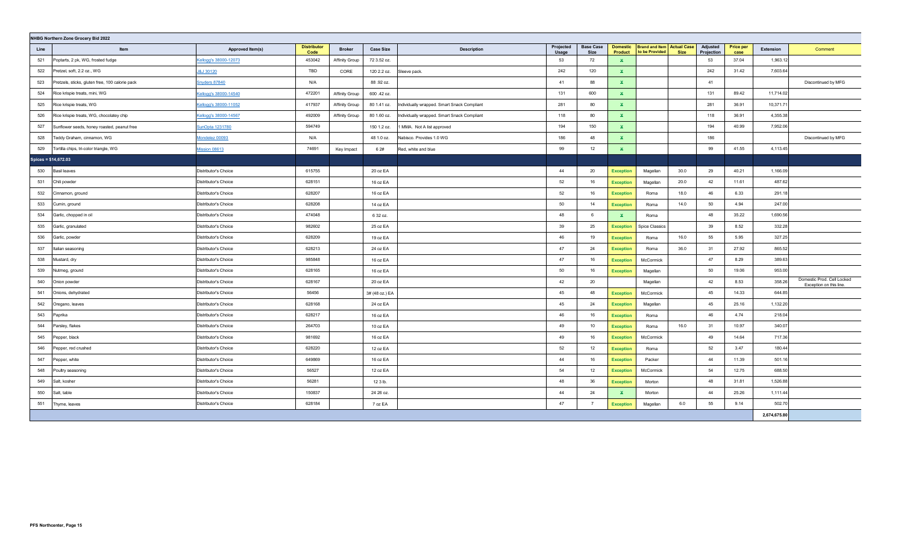**NHBG Northern Zone Grocery Bid 2022**

| Line | Item | Approved Item(s) | Distributor Code | Broker | Case Size | Description | Projected Usage | Base Case Size | Domestic Product | Brand and Item to be Provided | Actual Case Size | Adjusted Projection | Price per case | Extension | Comment |
|---|---|---|---|---|---|---|---|---|---|---|---|---|---|---|---|
| 521 | Poptarts, 2 pk, WG, frosted fudge | Kellogg's 38000-12073 | 453042 | Affinity Group | 72 3.52 oz. | | 53 | 72 | x | | | 53 | 37.04 | 1,963.12 | |
| 522 | Pretzel, soft, 2.2 oz., WG | J&J 30120 | TBD | CORE | 120 2.2 oz. | Sleeve pack. | 242 | 120 | x | | | 242 | 31.42 | 7,603.64 | |
| 523 | Pretzels, sticks, gluten free, 100 calorie pack | Snyders 87840 | N/A | | 88 .92 oz. | | 41 | 88 | x | | | 41 | | | Discontinued by MFG |
| 524 | Rice krispie treats, mini, WG | Kellogg's 38000-14540 | 472201 | Affinity Group | 600 .42 oz. | | 131 | 600 | x | | | 131 | 89.42 | 11,714.02 | |
| 525 | Rice krispie treats, WG | Kellogg's 38000-11052 | 417937 | Affinity Group | 80 1.41 oz. | Individually wrapped. Smart Snack Compliant | 281 | 80 | x | | | 281 | 36.91 | 10,371.71 | |
| 526 | Rice krispie treats, WG, chocolatey chip | Kellogg's 38000-14567 | 492009 | Affinity Group | 80 1.60 oz. | Individually wrapped. Smart Snack Compliant | 118 | 80 | x | | | 118 | 36.91 | 4,355.38 | |
| 527 | Sunflower seeds, honey roasted, peanut free | SunOpta 1231780 | 594749 | | 150 1.2 oz. | 1 MMA. Not A list approved | 194 | 150 | x | | | 194 | 40.99 | 7,952.06 | |
| 528 | Teddy Graham, cinnamon, WG | Mondelez 00093 | N/A | | 48 1.0 oz. | Nabisco. Provides 1.0 WG | 186 | 48 | x | | | 186 | | | Discontinued by MFG |
| 529 | Tortilla chips, tri-color triangle, WG | Mission 08613 | 74691 | Key Impact | 6 2# | Red, white and blue | 99 | 12 | x | | | 99 | 41.55 | 4,113.45 | |
| **Spices = $14,672.03** | | | | | | | | | | | | | | | |
| 530 | Basil leaves | Distributor's Choice | 615755 | | 20 oz EA | | 44 | 20 | Exception | Magellan | 30.0 | 29 | 40.21 | 1,166.09 | |
| 531 | Chili powder | Distributor's Choice | 628151 | | 16 oz EA | | 52 | 16 | Exception | Magellan | 20.0 | 42 | 11.61 | 487.62 | |
| 532 | Cinnamon, ground | Distributor's Choice | 628207 | | 16 oz EA | | 52 | 16 | Exception | Roma | 18.0 | 46 | 6.33 | 291.18 | |
| 533 | Cumin, ground | Distributor's Choice | 628208 | | 14 oz EA | | 50 | 14 | Exception | Roma | 14.0 | 50 | 4.94 | 247.00 | |
| 534 | Garlic, chopped in oil | Distributor's Choice | 474048 | | 6 32 oz. | | 48 | 6 | x | Roma | | 48 | 35.22 | 1,690.56 | |
| 535 | Garlic, granulated | Distributor's Choice | 982602 | | 25 oz EA | | 39 | 25 | Exception | Spice Classics | | 39 | 8.52 | 332.28 | |
| 536 | Garlic, powder | Distributor's Choice | 628209 | | 19 oz EA | | 46 | 19 | Exception | Roma | 16.0 | 55 | 5.95 | 327.25 | |
| 537 | Italian seasoning | Distributor's Choice | 628213 | | 24 oz EA | | 47 | 24 | Exception | Roma | 36.0 | 31 | 27.92 | 865.52 | |
| 538 | Mustard, dry | Distributor's Choice | 985848 | | 16 oz EA | | 47 | 16 | Exception | McCormick | | 47 | 8.29 | 389.63 | |
| 539 | Nutmeg, ground | Distributor's Choice | 628165 | | 16 oz EA | | 50 | 16 | Exception | Magellan | | 50 | 19.06 | 953.00 | |
| 540 | Onion powder | Distributor's Choice | 628167 | | 20 oz EA | | 42 | 20 | | Magellan | | 42 | 8.53 | 358.26 | Domestic Prod. Cell Locked Exception on this line. |
| 541 | Onions, dehydrated | Distributor's Choice | 56456 | | 3# (48 oz.) EA | | 45 | 48 | Exception | McCormick | | 45 | 14.33 | 644.85 | |
| 542 | Oregano, leaves | Distributor's Choice | 628168 | | 24 oz EA | | 45 | 24 | Exception | Magellan | | 45 | 25.16 | 1,132.20 | |
| 543 | Paprika | Distributor's Choice | 628217 | | 16 oz EA | | 46 | 16 | Exception | Roma | | 46 | 4.74 | 218.04 | |
| 544 | Parsley, flakes | Distributor's Choice | 264703 | | 10 oz EA | | 49 | 10 | Exception | Roma | 16.0 | 31 | 10.97 | 340.07 | |
| 545 | Pepper, black | Distributor's Choice | 981692 | | 16 oz EA | | 49 | 16 | Exception | McCormick | | 49 | 14.64 | 717.36 | |
| 546 | Pepper, red crushed | Distributor's Choice | 628220 | | 12 oz EA | | 52 | 12 | Exception | Roma | | 52 | 3.47 | 180.44 | |
| 547 | Pepper, white | Distributor's Choice | 649869 | | 16 oz EA | | 44 | 16 | Exception | Packer | | 44 | 11.39 | 501.16 | |
| 548 | Poultry seasoning | Distributor's Choice | 56527 | | 12 oz EA | | 54 | 12 | Exception | McCormick | | 54 | 12.75 | 688.50 | |
| 549 | Salt, kosher | Distributor's Choice | 56281 | | 12 3 lb. | | 48 | 36 | Exception | Morton | | 48 | 31.81 | 1,526.88 | |
| 550 | Salt, table | Distributor's Choice | 150837 | | 24 26 oz. | | 44 | 24 | x | Morton | | 44 | 25.26 | 1,111.44 | |
| 551 | Thyme, leaves | Distributor's Choice | 628184 | | 7 oz EA | | 47 | 7 | Exception | Magellan | 6.0 | 55 | 9.14 | 502.70 | |
| | | | | | | | | | | | | | | 2,674,675.80 | |

PFS Northcenter, Page 15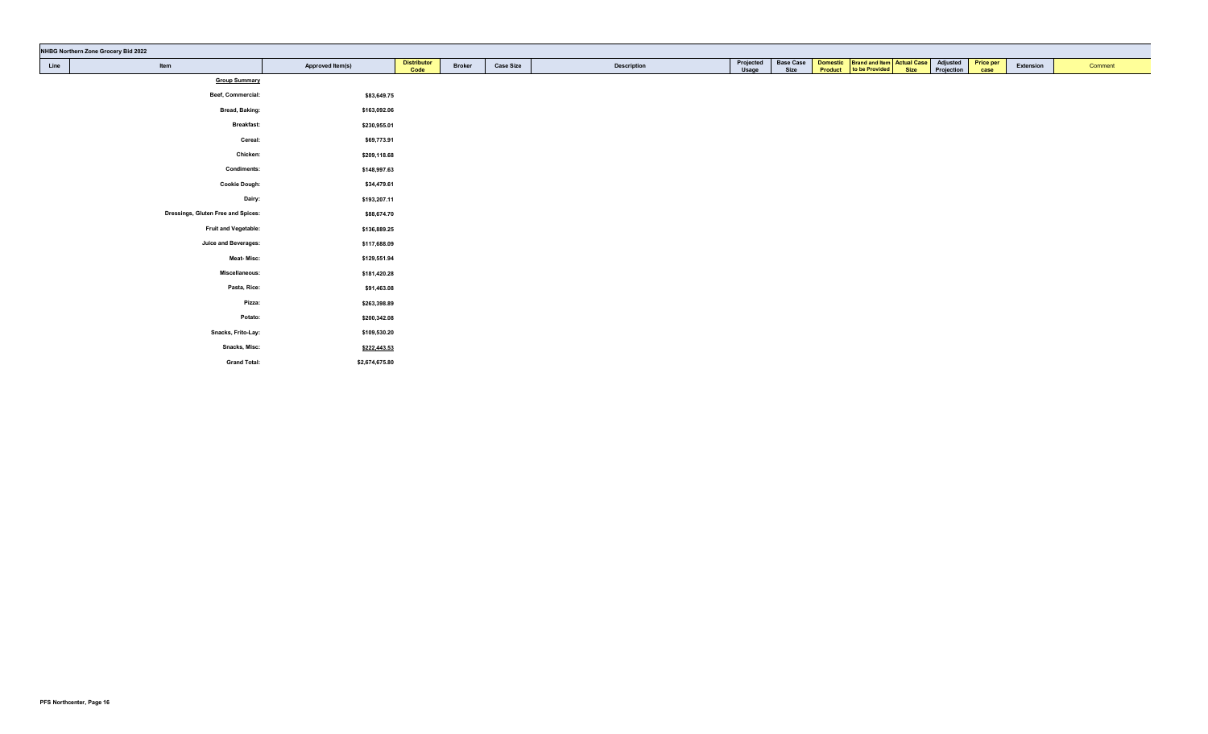| NHBG Northern Zone Grocery Bid 2022 | | | | | | | | | | | | | | | | |
|---|---|---|---|---|---|---|---|---|---|---|---|---|---|---|---|---|
| Line | Item | Approved Item(s) | Distributor Code | Broker | Case Size | Description | Projected Usage | Base Case Size | Domestic Product | Brand and Item to be Provided | Actual Case Size | Adjusted Projection | Price per case | Extension | Comment |
| | **Group Summary** | | | | | | | | | | | | | | |
| | Beef, Commercial: | $83,649.75 | | | | | | | | | | | | | |
| | Bread, Baking: | $163,092.06 | | | | | | | | | | | | | |
| | Breakfast: | $230,955.01 | | | | | | | | | | | | | |
| | Cereal: | $69,773.91 | | | | | | | | | | | | | |
| | Chicken: | $209,118.68 | | | | | | | | | | | | | |
| | Condiments: | $148,997.63 | | | | | | | | | | | | | |
| | Cookie Dough: | $34,479.61 | | | | | | | | | | | | | |
| | Dairy: | $193,207.11 | | | | | | | | | | | | | |
| | Dressings, Gluten Free and Spices: | $88,674.70 | | | | | | | | | | | | | |
| | Fruit and Vegetable: | $136,889.25 | | | | | | | | | | | | | |
| | Juice and Beverages: | $117,688.09 | | | | | | | | | | | | | |
| | Meat- Misc: | $129,551.94 | | | | | | | | | | | | | |
| | Miscellaneous: | $181,420.28 | | | | | | | | | | | | | |
| | Pasta, Rice: | $91,463.08 | | | | | | | | | | | | | |
| | Pizza: | $263,398.89 | | | | | | | | | | | | | |
| | Potato: | $200,342.08 | | | | | | | | | | | | | |
| | Snacks, Frito-Lay: | $109,530.20 | | | | | | | | | | | | | |
| | Snacks, Misc: | $222,443.53 | | | | | | | | | | | | | |
| | Grand Total: | $2,674,675.80 | | | | | | | | | | | | | |

PFS Northcenter, Page 16